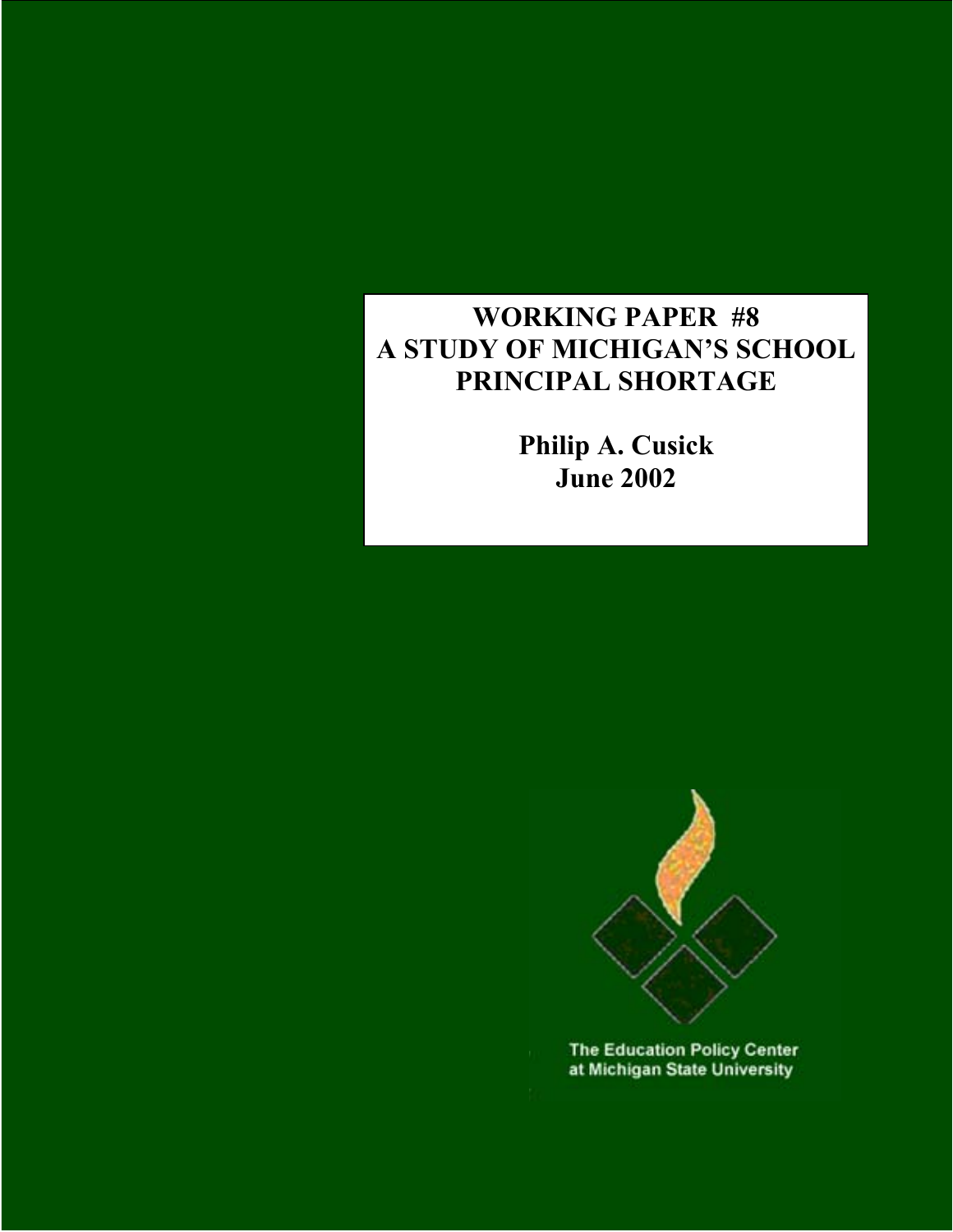# WORKING PAPER #8
# A STUDY OF MICHIGAN'S SCHOOL PRINCIPAL SHORTAGE

**Philip A. Cusick**
**June 2002**

The Education Policy Center
at Michigan State University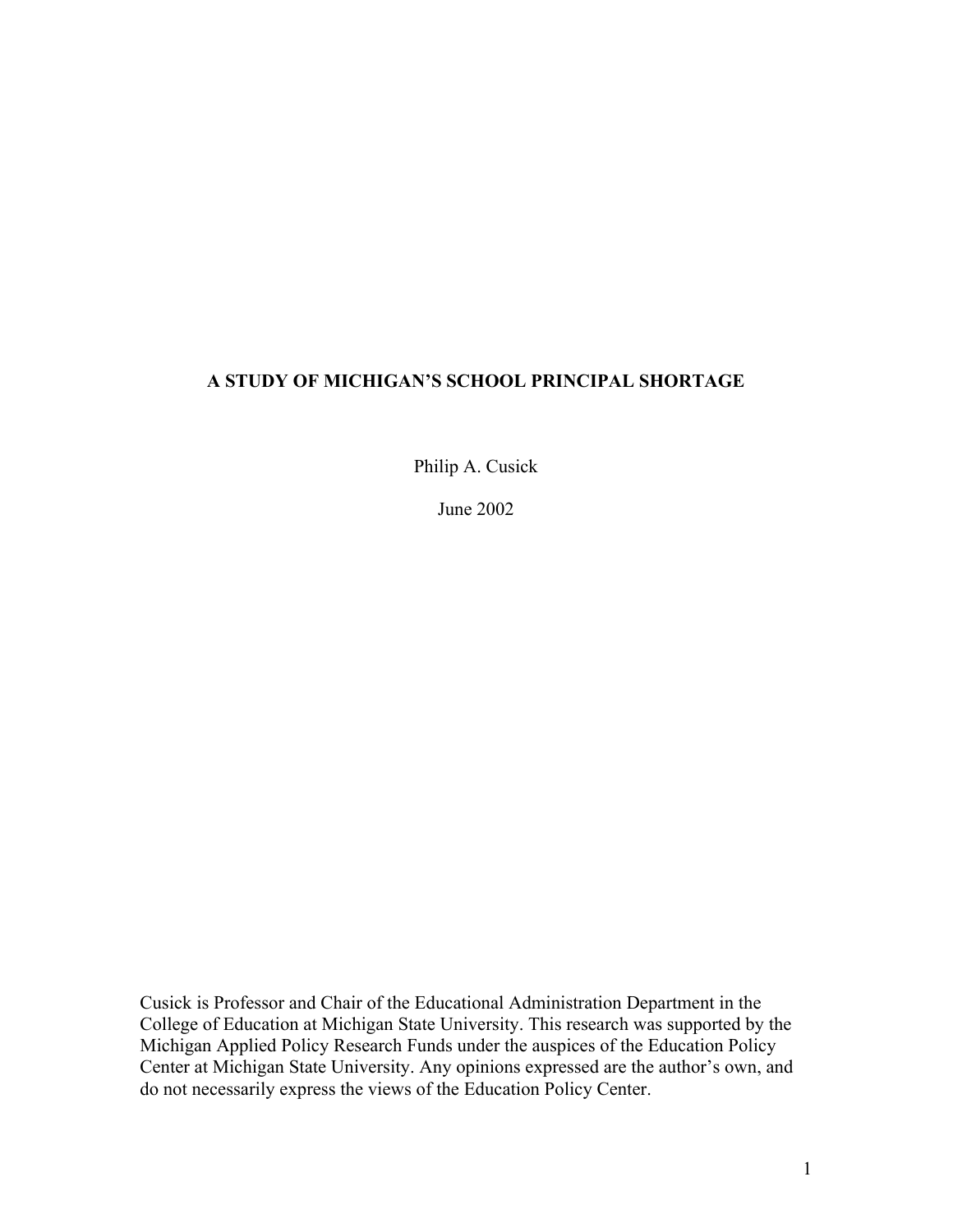**A STUDY OF MICHIGAN'S SCHOOL PRINCIPAL SHORTAGE**

Philip A. Cusick

June 2002

Cusick is Professor and Chair of the Educational Administration Department in the College of Education at Michigan State University. This research was supported by the Michigan Applied Policy Research Funds under the auspices of the Education Policy Center at Michigan State University. Any opinions expressed are the author's own, and do not necessarily express the views of the Education Policy Center.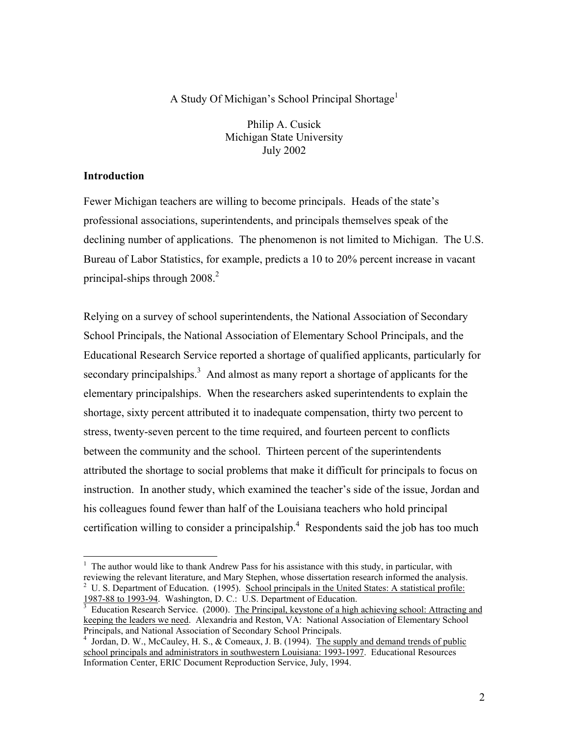A Study Of Michigan's School Principal Shortage[1]

Philip A. Cusick
Michigan State University
July 2002

## Introduction

Fewer Michigan teachers are willing to become principals. Heads of the state's professional associations, superintendents, and principals themselves speak of the declining number of applications. The phenomenon is not limited to Michigan. The U.S. Bureau of Labor Statistics, for example, predicts a 10 to 20% percent increase in vacant principal-ships through 2008.[2]

Relying on a survey of school superintendents, the National Association of Secondary School Principals, the National Association of Elementary School Principals, and the Educational Research Service reported a shortage of qualified applicants, particularly for secondary principalships.[3] And almost as many report a shortage of applicants for the elementary principalships. When the researchers asked superintendents to explain the shortage, sixty percent attributed it to inadequate compensation, thirty two percent to stress, twenty-seven percent to the time required, and fourteen percent to conflicts between the community and the school. Thirteen percent of the superintendents attributed the shortage to social problems that make it difficult for principals to focus on instruction. In another study, which examined the teacher's side of the issue, Jordan and his colleagues found fewer than half of the Louisiana teachers who hold principal certification willing to consider a principalship.[4] Respondents said the job has too much

---

[1] The author would like to thank Andrew Pass for his assistance with this study, in particular, with reviewing the relevant literature, and Mary Stephen, whose dissertation research informed the analysis.

[2] U. S. Department of Education. (1995). School principals in the United States: A statistical profile: 1987-88 to 1993-94. Washington, D. C.: U.S. Department of Education.

[3] Education Research Service. (2000). The Principal, keystone of a high achieving school: Attracting and keeping the leaders we need. Alexandria and Reston, VA: National Association of Elementary School Principals, and National Association of Secondary School Principals.

[4] Jordan, D. W., McCauley, H. S., & Comeaux, J. B. (1994). The supply and demand trends of public school principals and administrators in southwestern Louisiana: 1993-1997. Educational Resources Information Center, ERIC Document Reproduction Service, July, 1994.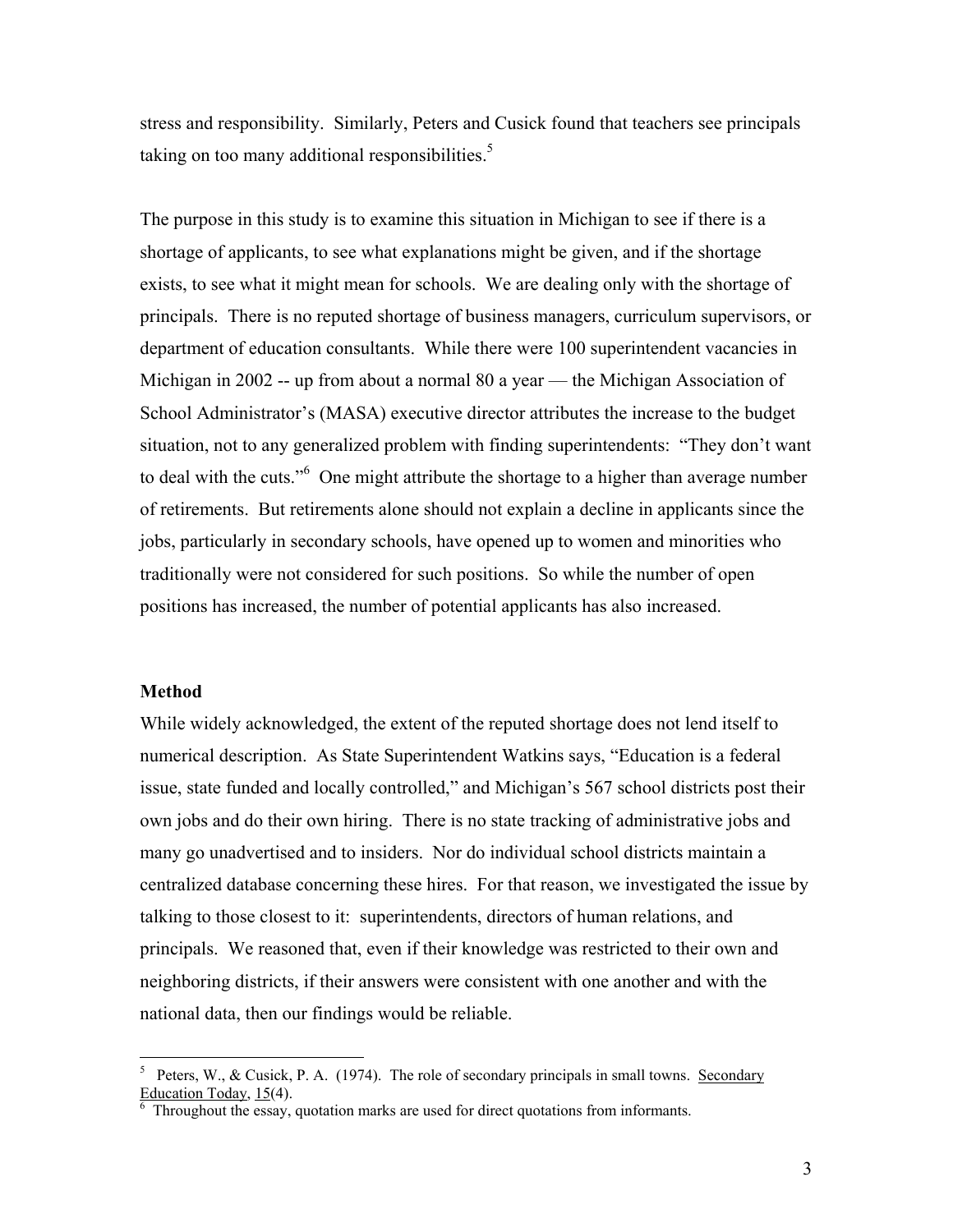stress and responsibility. Similarly, Peters and Cusick found that teachers see principals taking on too many additional responsibilities.[5]

The purpose in this study is to examine this situation in Michigan to see if there is a shortage of applicants, to see what explanations might be given, and if the shortage exists, to see what it might mean for schools. We are dealing only with the shortage of principals. There is no reputed shortage of business managers, curriculum supervisors, or department of education consultants. While there were 100 superintendent vacancies in Michigan in 2002 -- up from about a normal 80 a year — the Michigan Association of School Administrator's (MASA) executive director attributes the increase to the budget situation, not to any generalized problem with finding superintendents: "They don't want to deal with the cuts."[6] One might attribute the shortage to a higher than average number of retirements. But retirements alone should not explain a decline in applicants since the jobs, particularly in secondary schools, have opened up to women and minorities who traditionally were not considered for such positions. So while the number of open positions has increased, the number of potential applicants has also increased.

## Method

While widely acknowledged, the extent of the reputed shortage does not lend itself to numerical description. As State Superintendent Watkins says, "Education is a federal issue, state funded and locally controlled," and Michigan's 567 school districts post their own jobs and do their own hiring. There is no state tracking of administrative jobs and many go unadvertised and to insiders. Nor do individual school districts maintain a centralized database concerning these hires. For that reason, we investigated the issue by talking to those closest to it: superintendents, directors of human relations, and principals. We reasoned that, even if their knowledge was restricted to their own and neighboring districts, if their answers were consistent with one another and with the national data, then our findings would be reliable.

---

[5] Peters, W., & Cusick, P. A. (1974). The role of secondary principals in small towns. Secondary Education Today, 15(4).

[6] Throughout the essay, quotation marks are used for direct quotations from informants.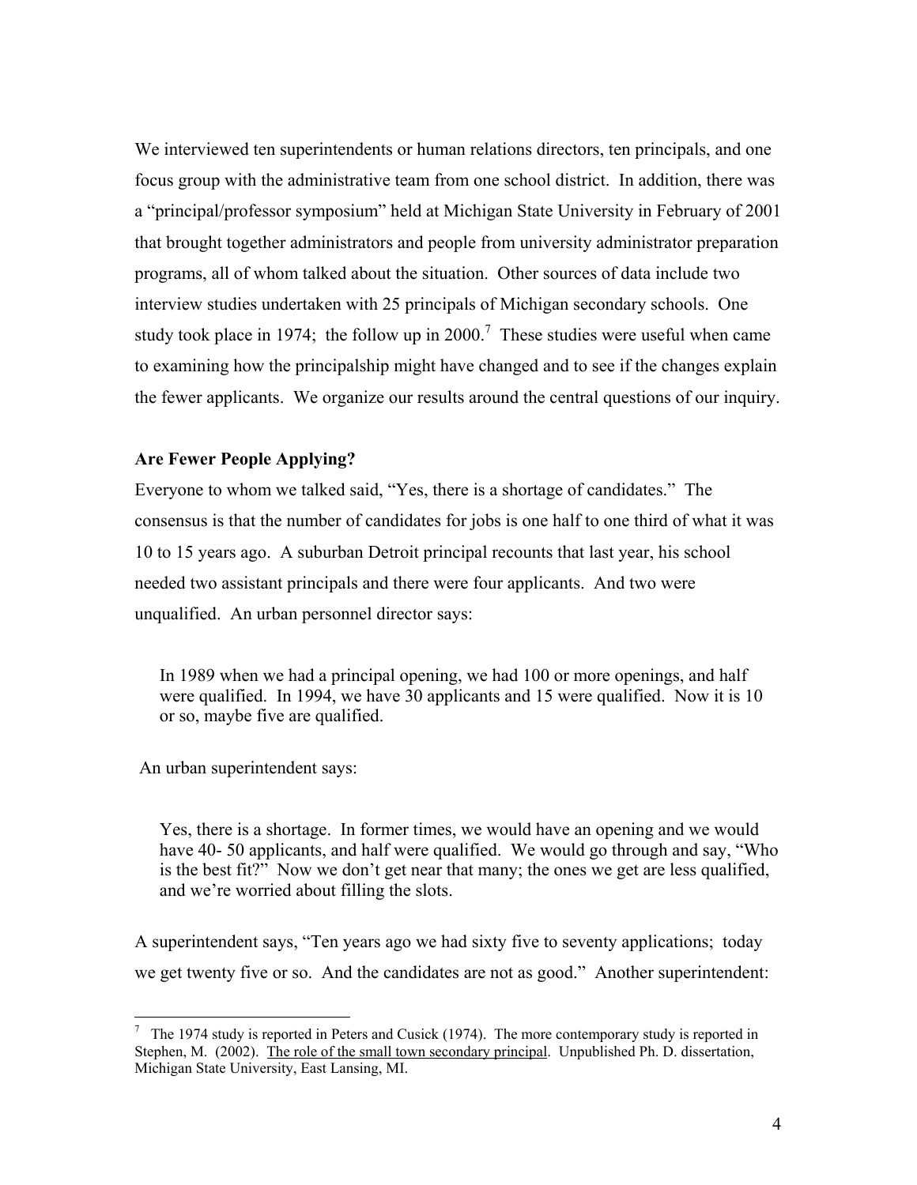We interviewed ten superintendents or human relations directors, ten principals, and one focus group with the administrative team from one school district. In addition, there was a "principal/professor symposium" held at Michigan State University in February of 2001 that brought together administrators and people from university administrator preparation programs, all of whom talked about the situation. Other sources of data include two interview studies undertaken with 25 principals of Michigan secondary schools. One study took place in 1974; the follow up in 2000.[7] These studies were useful when came to examining how the principalship might have changed and to see if the changes explain the fewer applicants. We organize our results around the central questions of our inquiry.

**Are Fewer People Applying?**

Everyone to whom we talked said, "Yes, there is a shortage of candidates." The consensus is that the number of candidates for jobs is one half to one third of what it was 10 to 15 years ago. A suburban Detroit principal recounts that last year, his school needed two assistant principals and there were four applicants. And two were unqualified. An urban personnel director says:

> In 1989 when we had a principal opening, we had 100 or more openings, and half were qualified. In 1994, we have 30 applicants and 15 were qualified. Now it is 10 or so, maybe five are qualified.

An urban superintendent says:

> Yes, there is a shortage. In former times, we would have an opening and we would have 40- 50 applicants, and half were qualified. We would go through and say, "Who is the best fit?" Now we don't get near that many; the ones we get are less qualified, and we're worried about filling the slots.

A superintendent says, "Ten years ago we had sixty five to seventy applications; today we get twenty five or so. And the candidates are not as good." Another superintendent:

---

[7] The 1974 study is reported in Peters and Cusick (1974). The more contemporary study is reported in Stephen, M. (2002). The role of the small town secondary principal. Unpublished Ph. D. dissertation, Michigan State University, East Lansing, MI.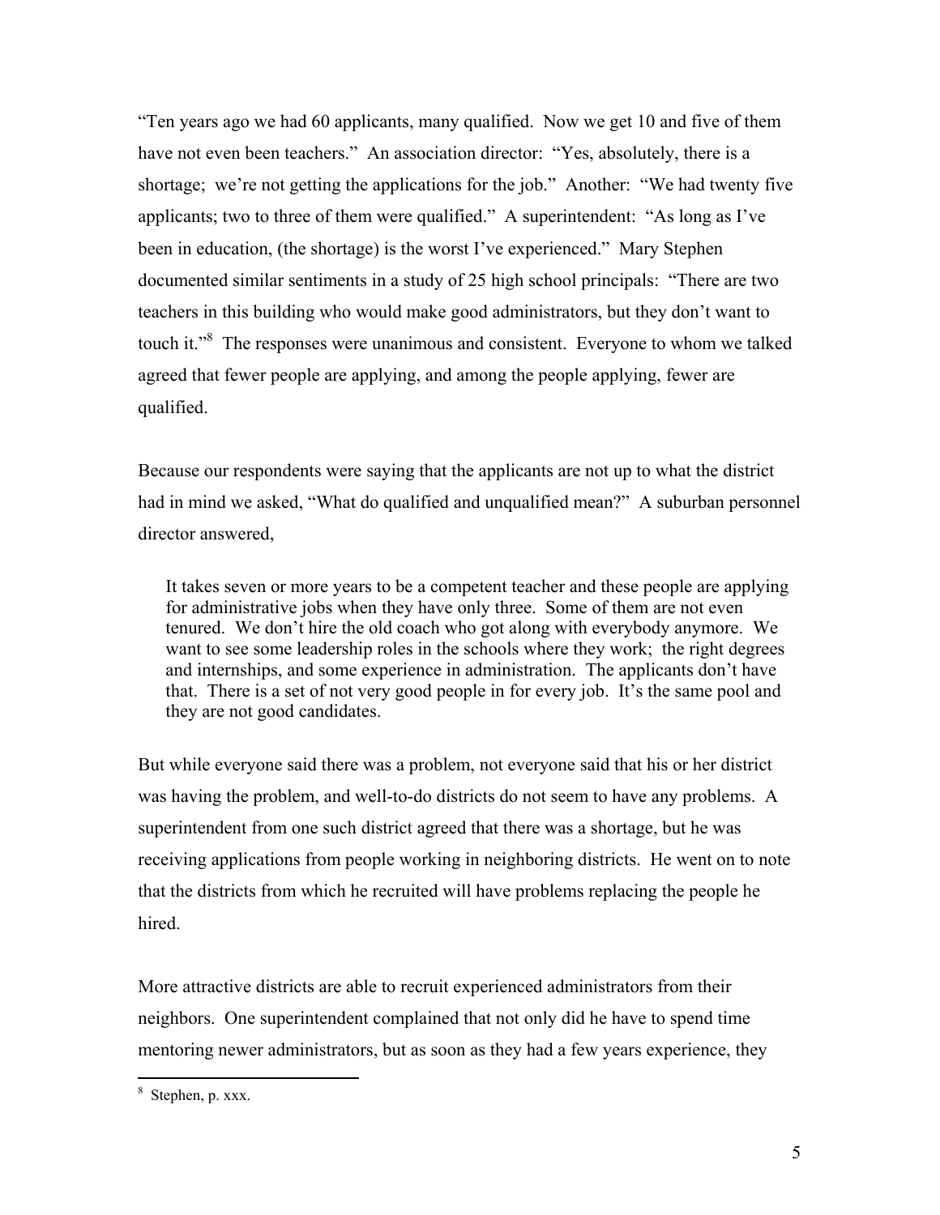"Ten years ago we had 60 applicants, many qualified. Now we get 10 and five of them have not even been teachers." An association director: "Yes, absolutely, there is a shortage; we're not getting the applications for the job." Another: "We had twenty five applicants; two to three of them were qualified." A superintendent: "As long as I've been in education, (the shortage) is the worst I've experienced." Mary Stephen documented similar sentiments in a study of 25 high school principals: "There are two teachers in this building who would make good administrators, but they don't want to touch it."[8] The responses were unanimous and consistent. Everyone to whom we talked agreed that fewer people are applying, and among the people applying, fewer are qualified.

Because our respondents were saying that the applicants are not up to what the district had in mind we asked, "What do qualified and unqualified mean?" A suburban personnel director answered,

> It takes seven or more years to be a competent teacher and these people are applying for administrative jobs when they have only three. Some of them are not even tenured. We don't hire the old coach who got along with everybody anymore. We want to see some leadership roles in the schools where they work; the right degrees and internships, and some experience in administration. The applicants don't have that. There is a set of not very good people in for every job. It's the same pool and they are not good candidates.

But while everyone said there was a problem, not everyone said that his or her district was having the problem, and well-to-do districts do not seem to have any problems. A superintendent from one such district agreed that there was a shortage, but he was receiving applications from people working in neighboring districts. He went on to note that the districts from which he recruited will have problems replacing the people he hired.

More attractive districts are able to recruit experienced administrators from their neighbors. One superintendent complained that not only did he have to spend time mentoring newer administrators, but as soon as they had a few years experience, they

---

[8] Stephen, p. xxx.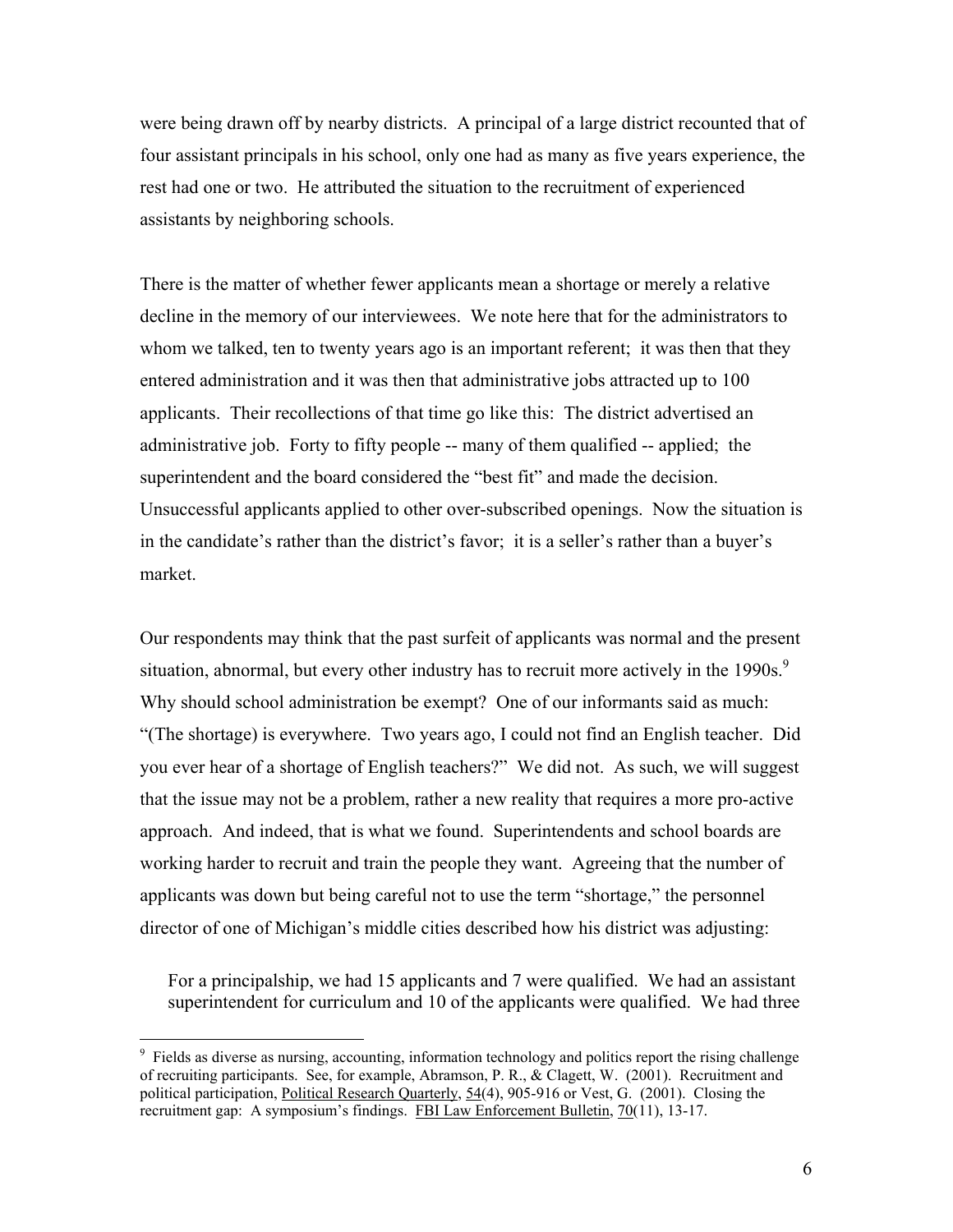were being drawn off by nearby districts. A principal of a large district recounted that of four assistant principals in his school, only one had as many as five years experience, the rest had one or two. He attributed the situation to the recruitment of experienced assistants by neighboring schools.

There is the matter of whether fewer applicants mean a shortage or merely a relative decline in the memory of our interviewees. We note here that for the administrators to whom we talked, ten to twenty years ago is an important referent; it was then that they entered administration and it was then that administrative jobs attracted up to 100 applicants. Their recollections of that time go like this: The district advertised an administrative job. Forty to fifty people -- many of them qualified -- applied; the superintendent and the board considered the "best fit" and made the decision. Unsuccessful applicants applied to other over-subscribed openings. Now the situation is in the candidate's rather than the district's favor; it is a seller's rather than a buyer's market.

Our respondents may think that the past surfeit of applicants was normal and the present situation, abnormal, but every other industry has to recruit more actively in the 1990s.[9] Why should school administration be exempt? One of our informants said as much: "(The shortage) is everywhere. Two years ago, I could not find an English teacher. Did you ever hear of a shortage of English teachers?" We did not. As such, we will suggest that the issue may not be a problem, rather a new reality that requires a more pro-active approach. And indeed, that is what we found. Superintendents and school boards are working harder to recruit and train the people they want. Agreeing that the number of applicants was down but being careful not to use the term "shortage," the personnel director of one of Michigan's middle cities described how his district was adjusting:

> For a principalship, we had 15 applicants and 7 were qualified. We had an assistant superintendent for curriculum and 10 of the applicants were qualified. We had three

---

[9] Fields as diverse as nursing, accounting, information technology and politics report the rising challenge of recruiting participants. See, for example, Abramson, P. R., & Clagett, W. (2001). Recruitment and political participation, Political Research Quarterly, 54(4), 905-916 or Vest, G. (2001). Closing the recruitment gap: A symposium's findings. FBI Law Enforcement Bulletin, 70(11), 13-17.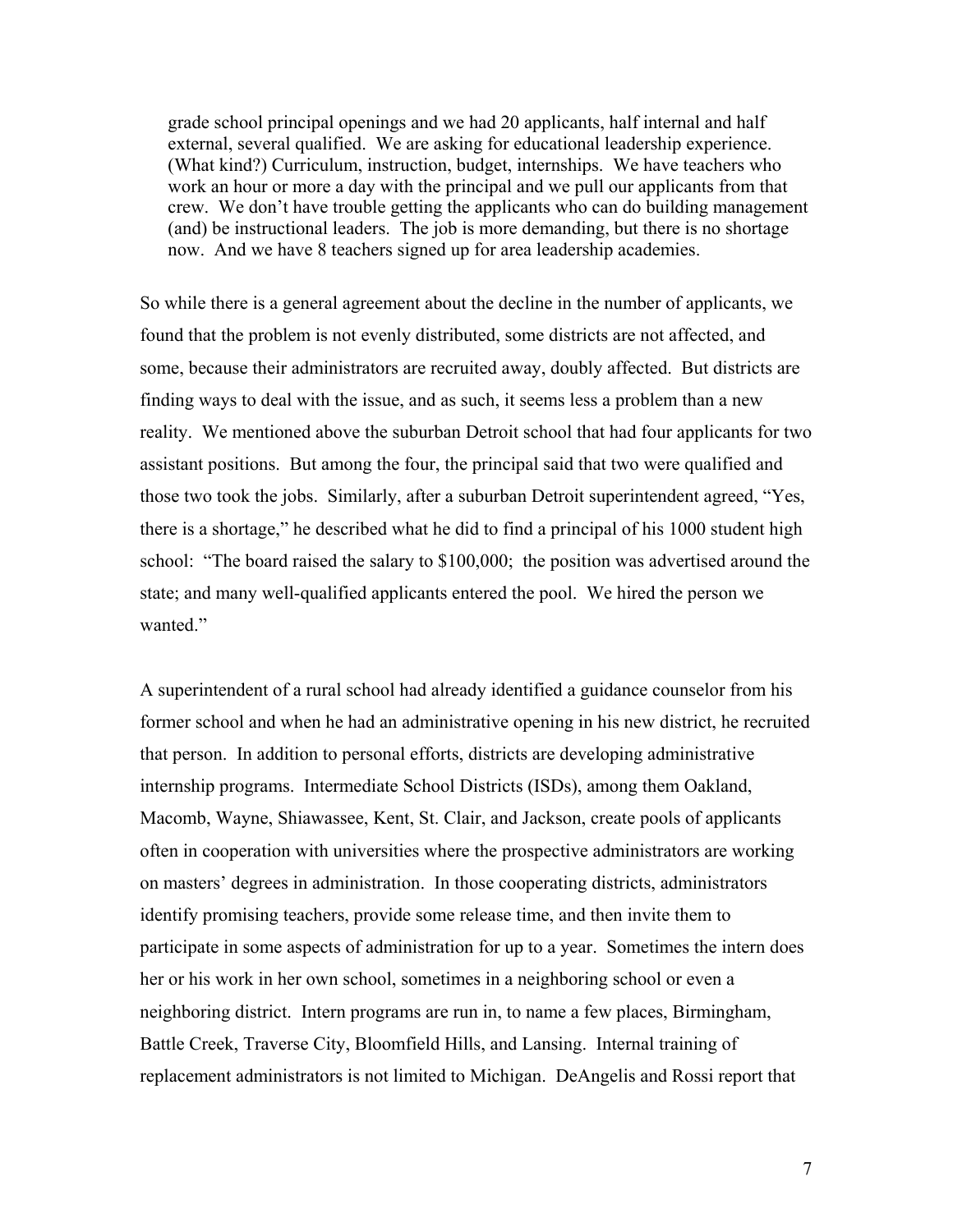> grade school principal openings and we had 20 applicants, half internal and half external, several qualified. We are asking for educational leadership experience. (What kind?) Curriculum, instruction, budget, internships. We have teachers who work an hour or more a day with the principal and we pull our applicants from that crew. We don't have trouble getting the applicants who can do building management (and) be instructional leaders. The job is more demanding, but there is no shortage now. And we have 8 teachers signed up for area leadership academies.

So while there is a general agreement about the decline in the number of applicants, we found that the problem is not evenly distributed, some districts are not affected, and some, because their administrators are recruited away, doubly affected. But districts are finding ways to deal with the issue, and as such, it seems less a problem than a new reality. We mentioned above the suburban Detroit school that had four applicants for two assistant positions. But among the four, the principal said that two were qualified and those two took the jobs. Similarly, after a suburban Detroit superintendent agreed, "Yes, there is a shortage," he described what he did to find a principal of his 1000 student high school: "The board raised the salary to $100,000; the position was advertised around the state; and many well-qualified applicants entered the pool. We hired the person we wanted."

A superintendent of a rural school had already identified a guidance counselor from his former school and when he had an administrative opening in his new district, he recruited that person. In addition to personal efforts, districts are developing administrative internship programs. Intermediate School Districts (ISDs), among them Oakland, Macomb, Wayne, Shiawassee, Kent, St. Clair, and Jackson, create pools of applicants often in cooperation with universities where the prospective administrators are working on masters' degrees in administration. In those cooperating districts, administrators identify promising teachers, provide some release time, and then invite them to participate in some aspects of administration for up to a year. Sometimes the intern does her or his work in her own school, sometimes in a neighboring school or even a neighboring district. Intern programs are run in, to name a few places, Birmingham, Battle Creek, Traverse City, Bloomfield Hills, and Lansing. Internal training of replacement administrators is not limited to Michigan. DeAngelis and Rossi report that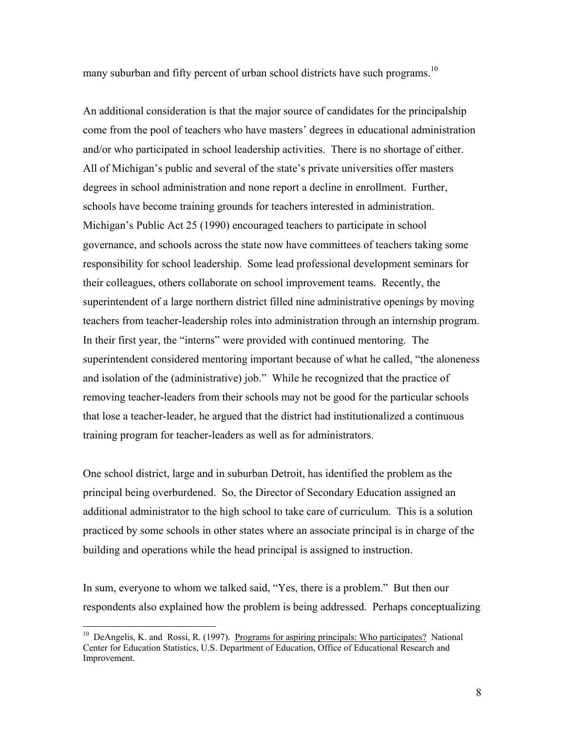many suburban and fifty percent of urban school districts have such programs.[10]

An additional consideration is that the major source of candidates for the principalship come from the pool of teachers who have masters' degrees in educational administration and/or who participated in school leadership activities. There is no shortage of either. All of Michigan's public and several of the state's private universities offer masters degrees in school administration and none report a decline in enrollment. Further, schools have become training grounds for teachers interested in administration. Michigan's Public Act 25 (1990) encouraged teachers to participate in school governance, and schools across the state now have committees of teachers taking some responsibility for school leadership. Some lead professional development seminars for their colleagues, others collaborate on school improvement teams. Recently, the superintendent of a large northern district filled nine administrative openings by moving teachers from teacher-leadership roles into administration through an internship program. In their first year, the "interns" were provided with continued mentoring. The superintendent considered mentoring important because of what he called, "the aloneness and isolation of the (administrative) job." While he recognized that the practice of removing teacher-leaders from their schools may not be good for the particular schools that lose a teacher-leader, he argued that the district had institutionalized a continuous training program for teacher-leaders as well as for administrators.

One school district, large and in suburban Detroit, has identified the problem as the principal being overburdened. So, the Director of Secondary Education assigned an additional administrator to the high school to take care of curriculum. This is a solution practiced by some schools in other states where an associate principal is in charge of the building and operations while the head principal is assigned to instruction.

In sum, everyone to whom we talked said, "Yes, there is a problem." But then our respondents also explained how the problem is being addressed. Perhaps conceptualizing

---

[10] DeAngelis, K. and Rossi, R. (1997). Programs for aspiring principals: Who participates? National Center for Education Statistics, U.S. Department of Education, Office of Educational Research and Improvement.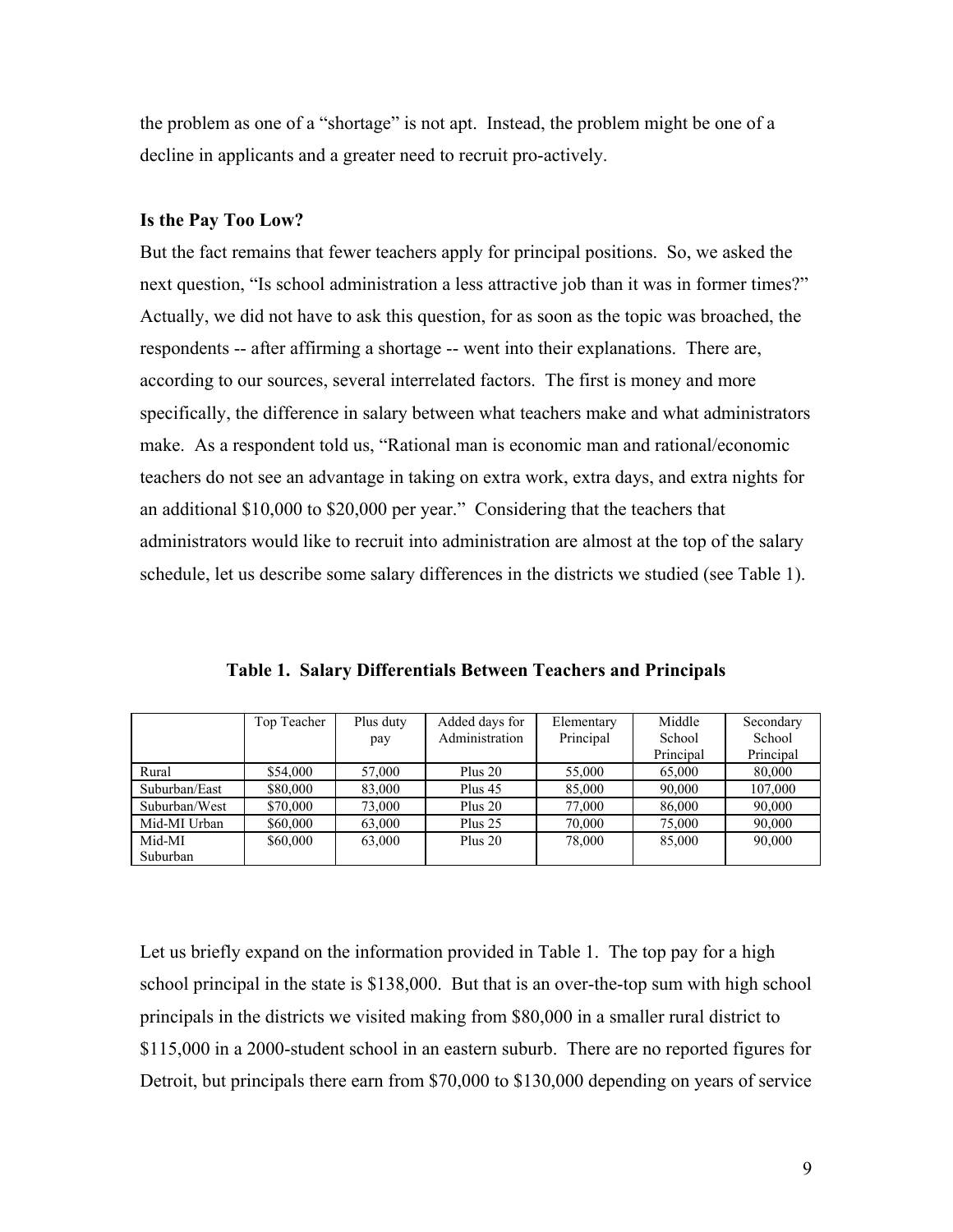the problem as one of a "shortage" is not apt. Instead, the problem might be one of a decline in applicants and a greater need to recruit pro-actively.

**Is the Pay Too Low?**

But the fact remains that fewer teachers apply for principal positions. So, we asked the next question, "Is school administration a less attractive job than it was in former times?" Actually, we did not have to ask this question, for as soon as the topic was broached, the respondents -- after affirming a shortage -- went into their explanations. There are, according to our sources, several interrelated factors. The first is money and more specifically, the difference in salary between what teachers make and what administrators make. As a respondent told us, "Rational man is economic man and rational/economic teachers do not see an advantage in taking on extra work, extra days, and extra nights for an additional $10,000 to $20,000 per year." Considering that the teachers that administrators would like to recruit into administration are almost at the top of the salary schedule, let us describe some salary differences in the districts we studied (see Table 1).

**Table 1. Salary Differentials Between Teachers and Principals**

| | Top Teacher | Plus duty pay | Added days for Administration | Elementary Principal | Middle School Principal | Secondary School Principal |
|---|---|---|---|---|---|---|
| Rural | $54,000 | 57,000 | Plus 20 | 55,000 | 65,000 | 80,000 |
| Suburban/East | $80,000 | 83,000 | Plus 45 | 85,000 | 90,000 | 107,000 |
| Suburban/West | $70,000 | 73,000 | Plus 20 | 77,000 | 86,000 | 90,000 |
| Mid-MI Urban | $60,000 | 63,000 | Plus 25 | 70,000 | 75,000 | 90,000 |
| Mid-MI Suburban | $60,000 | 63,000 | Plus 20 | 78,000 | 85,000 | 90,000 |

Let us briefly expand on the information provided in Table 1. The top pay for a high school principal in the state is $138,000. But that is an over-the-top sum with high school principals in the districts we visited making from $80,000 in a smaller rural district to $115,000 in a 2000-student school in an eastern suburb. There are no reported figures for Detroit, but principals there earn from $70,000 to $130,000 depending on years of service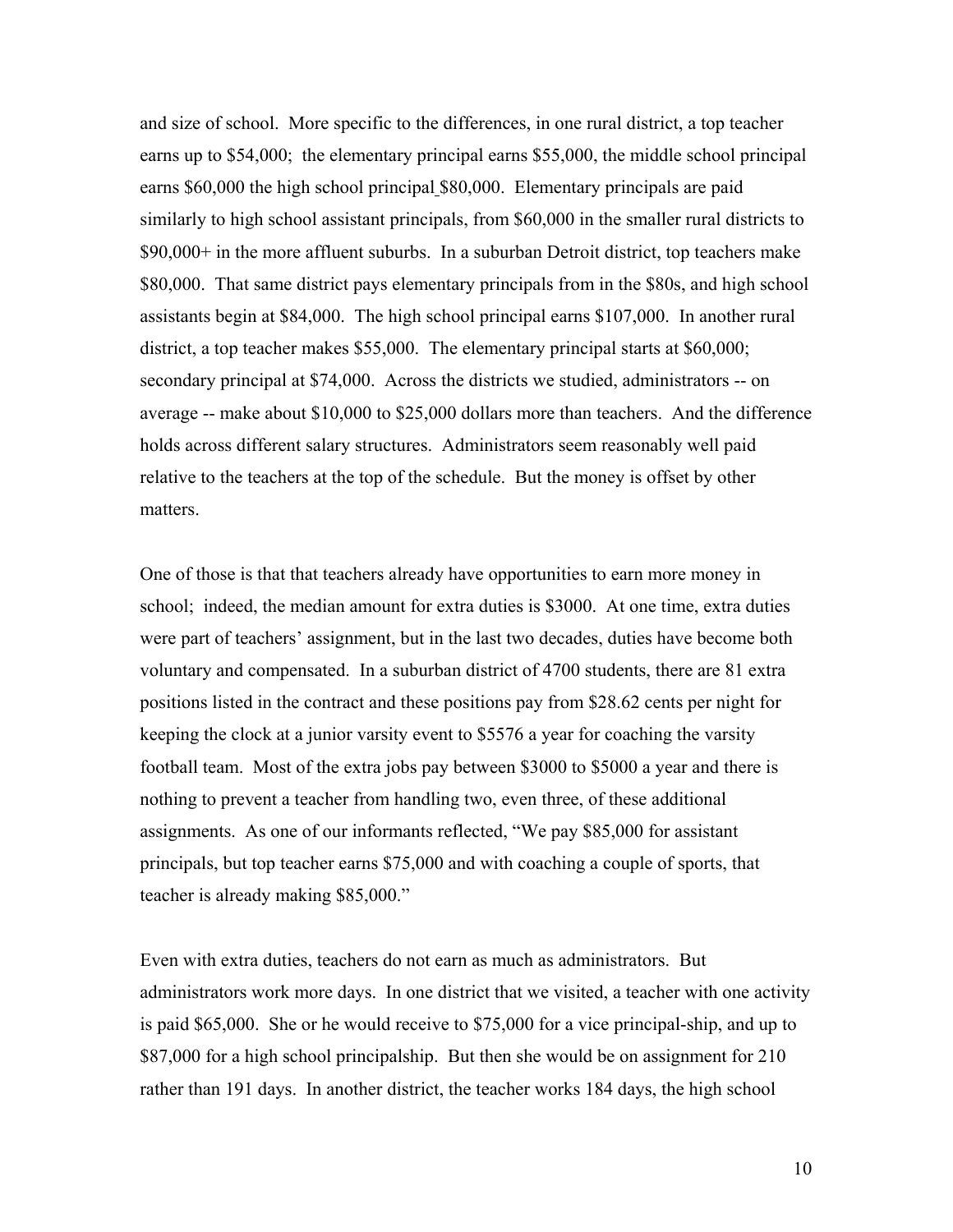and size of school. More specific to the differences, in one rural district, a top teacher earns up to $54,000; the elementary principal earns $55,000, the middle school principal earns $60,000 the high school principal $80,000. Elementary principals are paid similarly to high school assistant principals, from $60,000 in the smaller rural districts to $90,000+ in the more affluent suburbs. In a suburban Detroit district, top teachers make $80,000. That same district pays elementary principals from in the $80s, and high school assistants begin at $84,000. The high school principal earns $107,000. In another rural district, a top teacher makes $55,000. The elementary principal starts at $60,000; secondary principal at $74,000. Across the districts we studied, administrators -- on average -- make about $10,000 to $25,000 dollars more than teachers. And the difference holds across different salary structures. Administrators seem reasonably well paid relative to the teachers at the top of the schedule. But the money is offset by other matters.

One of those is that that teachers already have opportunities to earn more money in school; indeed, the median amount for extra duties is $3000. At one time, extra duties were part of teachers' assignment, but in the last two decades, duties have become both voluntary and compensated. In a suburban district of 4700 students, there are 81 extra positions listed in the contract and these positions pay from $28.62 cents per night for keeping the clock at a junior varsity event to $5576 a year for coaching the varsity football team. Most of the extra jobs pay between $3000 to $5000 a year and there is nothing to prevent a teacher from handling two, even three, of these additional assignments. As one of our informants reflected, "We pay $85,000 for assistant principals, but top teacher earns $75,000 and with coaching a couple of sports, that teacher is already making $85,000."

Even with extra duties, teachers do not earn as much as administrators. But administrators work more days. In one district that we visited, a teacher with one activity is paid $65,000. She or he would receive to $75,000 for a vice principal-ship, and up to $87,000 for a high school principalship. But then she would be on assignment for 210 rather than 191 days. In another district, the teacher works 184 days, the high school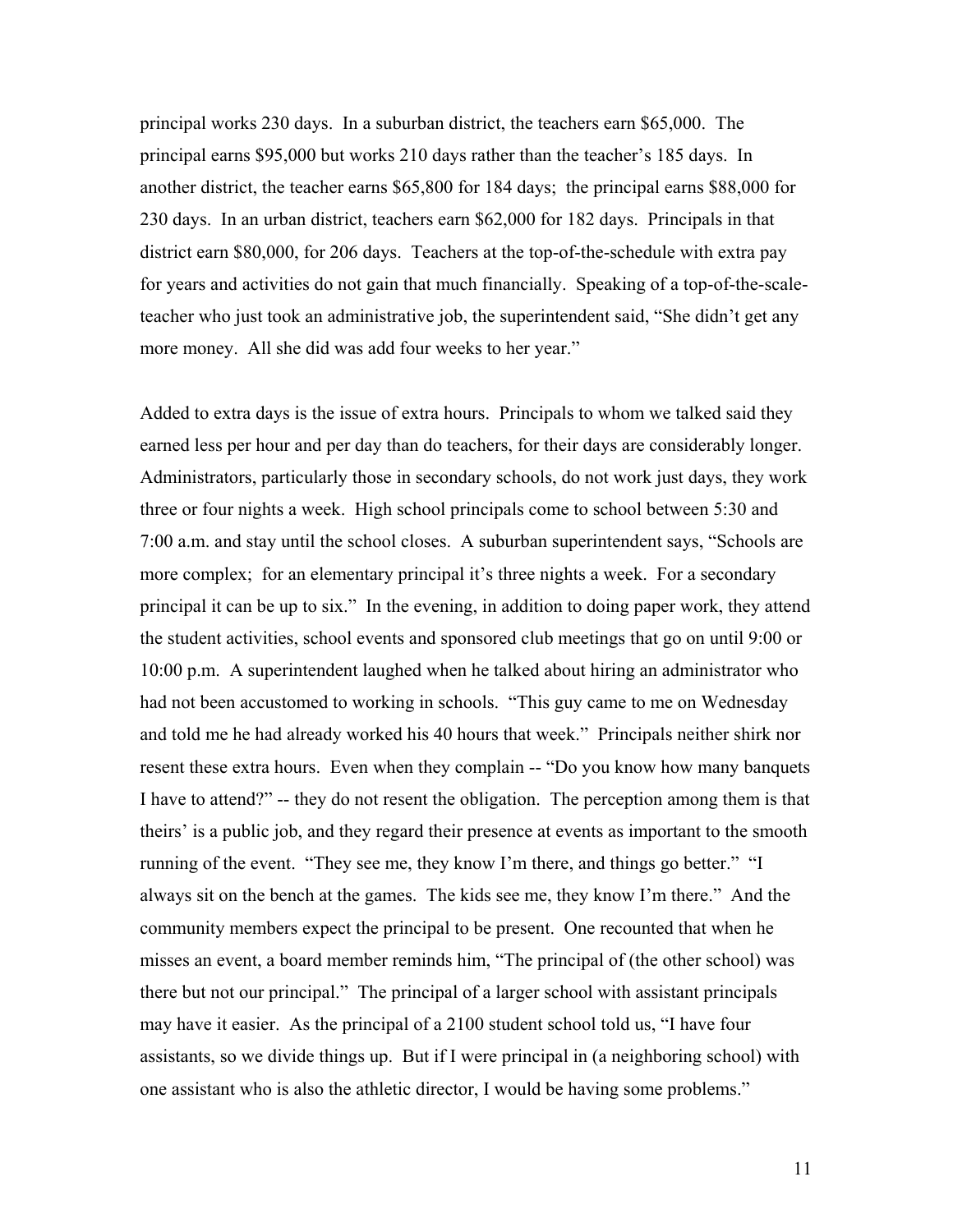principal works 230 days. In a suburban district, the teachers earn $65,000. The principal earns $95,000 but works 210 days rather than the teacher's 185 days. In another district, the teacher earns $65,800 for 184 days; the principal earns $88,000 for 230 days. In an urban district, teachers earn $62,000 for 182 days. Principals in that district earn $80,000, for 206 days. Teachers at the top-of-the-schedule with extra pay for years and activities do not gain that much financially. Speaking of a top-of-the-scale-teacher who just took an administrative job, the superintendent said, "She didn't get any more money. All she did was add four weeks to her year."

Added to extra days is the issue of extra hours. Principals to whom we talked said they earned less per hour and per day than do teachers, for their days are considerably longer. Administrators, particularly those in secondary schools, do not work just days, they work three or four nights a week. High school principals come to school between 5:30 and 7:00 a.m. and stay until the school closes. A suburban superintendent says, "Schools are more complex; for an elementary principal it's three nights a week. For a secondary principal it can be up to six." In the evening, in addition to doing paper work, they attend the student activities, school events and sponsored club meetings that go on until 9:00 or 10:00 p.m. A superintendent laughed when he talked about hiring an administrator who had not been accustomed to working in schools. "This guy came to me on Wednesday and told me he had already worked his 40 hours that week." Principals neither shirk nor resent these extra hours. Even when they complain -- "Do you know how many banquets I have to attend?" -- they do not resent the obligation. The perception among them is that theirs' is a public job, and they regard their presence at events as important to the smooth running of the event. "They see me, they know I'm there, and things go better." "I always sit on the bench at the games. The kids see me, they know I'm there." And the community members expect the principal to be present. One recounted that when he misses an event, a board member reminds him, "The principal of (the other school) was there but not our principal." The principal of a larger school with assistant principals may have it easier. As the principal of a 2100 student school told us, "I have four assistants, so we divide things up. But if I were principal in (a neighboring school) with one assistant who is also the athletic director, I would be having some problems."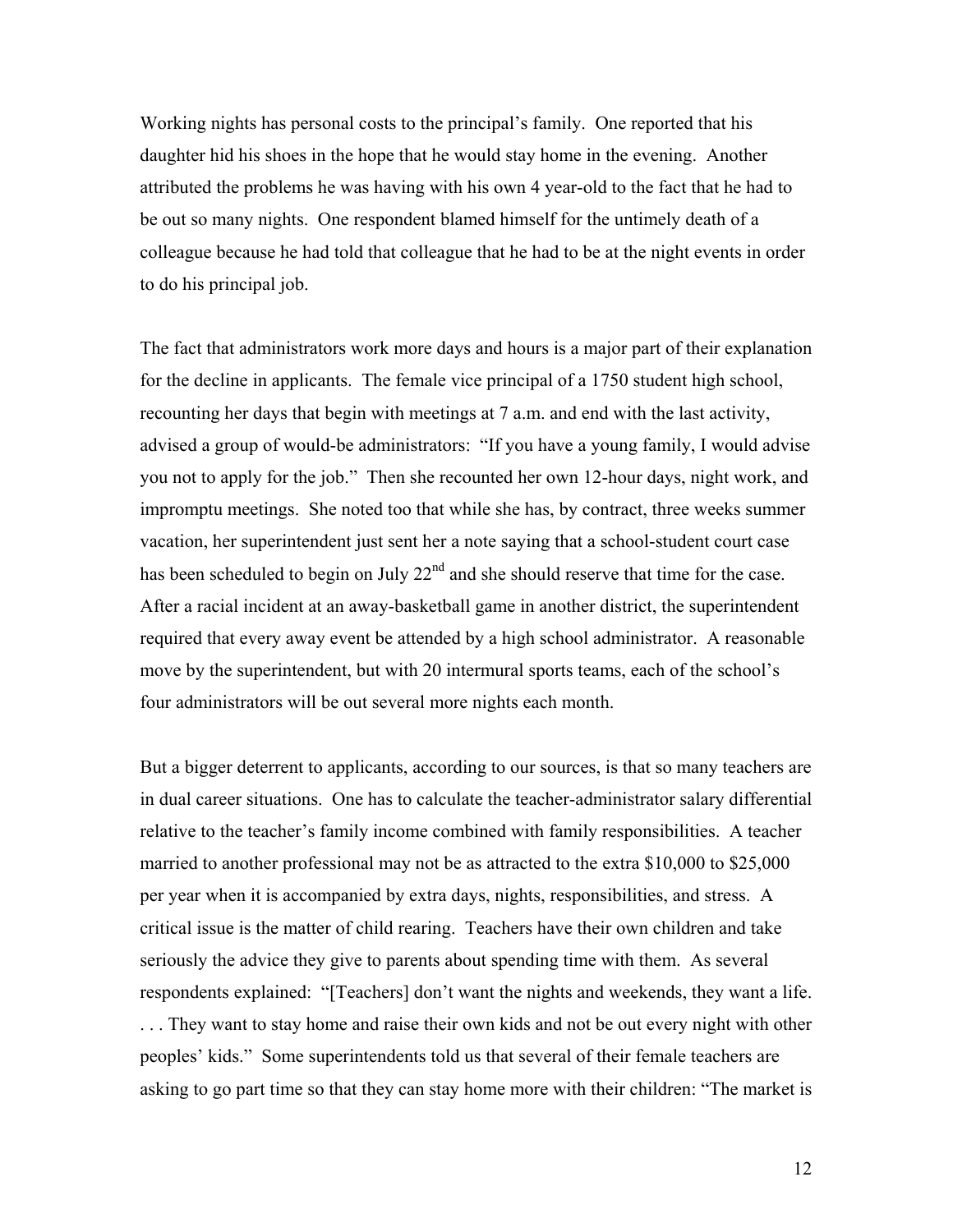Working nights has personal costs to the principal's family. One reported that his daughter hid his shoes in the hope that he would stay home in the evening. Another attributed the problems he was having with his own 4 year-old to the fact that he had to be out so many nights. One respondent blamed himself for the untimely death of a colleague because he had told that colleague that he had to be at the night events in order to do his principal job.

The fact that administrators work more days and hours is a major part of their explanation for the decline in applicants. The female vice principal of a 1750 student high school, recounting her days that begin with meetings at 7 a.m. and end with the last activity, advised a group of would-be administrators: "If you have a young family, I would advise you not to apply for the job." Then she recounted her own 12-hour days, night work, and impromptu meetings. She noted too that while she has, by contract, three weeks summer vacation, her superintendent just sent her a note saying that a school-student court case has been scheduled to begin on July 22nd and she should reserve that time for the case. After a racial incident at an away-basketball game in another district, the superintendent required that every away event be attended by a high school administrator. A reasonable move by the superintendent, but with 20 intermural sports teams, each of the school's four administrators will be out several more nights each month.

But a bigger deterrent to applicants, according to our sources, is that so many teachers are in dual career situations. One has to calculate the teacher-administrator salary differential relative to the teacher's family income combined with family responsibilities. A teacher married to another professional may not be as attracted to the extra $10,000 to $25,000 per year when it is accompanied by extra days, nights, responsibilities, and stress. A critical issue is the matter of child rearing. Teachers have their own children and take seriously the advice they give to parents about spending time with them. As several respondents explained: "[Teachers] don't want the nights and weekends, they want a life. . . . They want to stay home and raise their own kids and not be out every night with other peoples' kids." Some superintendents told us that several of their female teachers are asking to go part time so that they can stay home more with their children: "The market is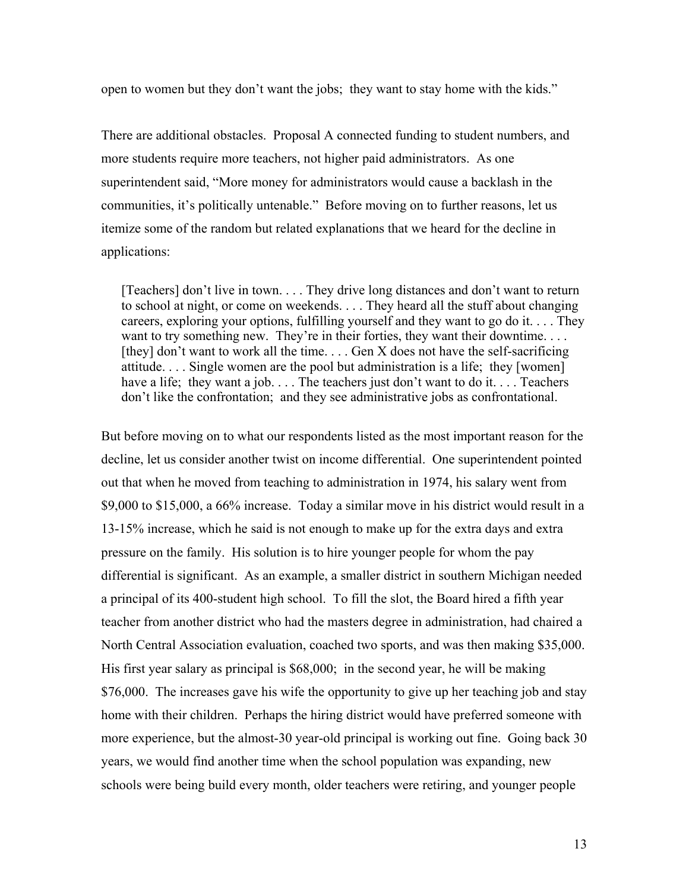open to women but they don't want the jobs; they want to stay home with the kids."

There are additional obstacles. Proposal A connected funding to student numbers, and more students require more teachers, not higher paid administrators. As one superintendent said, "More money for administrators would cause a backlash in the communities, it's politically untenable." Before moving on to further reasons, let us itemize some of the random but related explanations that we heard for the decline in applications:

> [Teachers] don't live in town. . . . They drive long distances and don't want to return to school at night, or come on weekends. . . . They heard all the stuff about changing careers, exploring your options, fulfilling yourself and they want to go do it. . . . They want to try something new. They're in their forties, they want their downtime. . . . [they] don't want to work all the time. . . . Gen X does not have the self-sacrificing attitude. . . . Single women are the pool but administration is a life; they [women] have a life; they want a job. . . . The teachers just don't want to do it. . . . Teachers don't like the confrontation; and they see administrative jobs as confrontational.

But before moving on to what our respondents listed as the most important reason for the decline, let us consider another twist on income differential. One superintendent pointed out that when he moved from teaching to administration in 1974, his salary went from $9,000 to $15,000, a 66% increase. Today a similar move in his district would result in a 13-15% increase, which he said is not enough to make up for the extra days and extra pressure on the family. His solution is to hire younger people for whom the pay differential is significant. As an example, a smaller district in southern Michigan needed a principal of its 400-student high school. To fill the slot, the Board hired a fifth year teacher from another district who had the masters degree in administration, had chaired a North Central Association evaluation, coached two sports, and was then making $35,000. His first year salary as principal is $68,000; in the second year, he will be making $76,000. The increases gave his wife the opportunity to give up her teaching job and stay home with their children. Perhaps the hiring district would have preferred someone with more experience, but the almost-30 year-old principal is working out fine. Going back 30 years, we would find another time when the school population was expanding, new schools were being build every month, older teachers were retiring, and younger people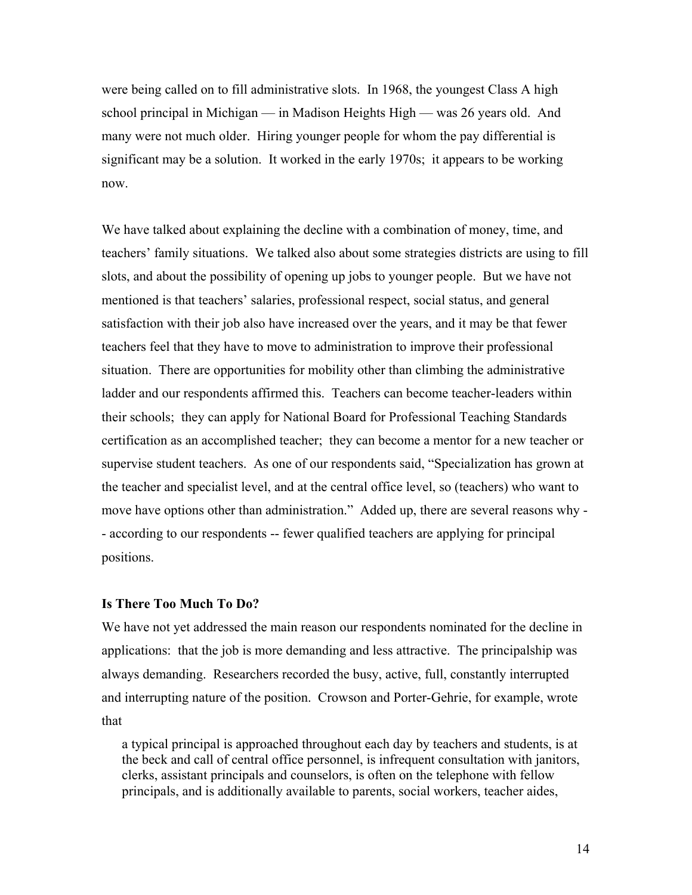were being called on to fill administrative slots. In 1968, the youngest Class A high school principal in Michigan — in Madison Heights High — was 26 years old. And many were not much older. Hiring younger people for whom the pay differential is significant may be a solution. It worked in the early 1970s; it appears to be working now.

We have talked about explaining the decline with a combination of money, time, and teachers' family situations. We talked also about some strategies districts are using to fill slots, and about the possibility of opening up jobs to younger people. But we have not mentioned is that teachers' salaries, professional respect, social status, and general satisfaction with their job also have increased over the years, and it may be that fewer teachers feel that they have to move to administration to improve their professional situation. There are opportunities for mobility other than climbing the administrative ladder and our respondents affirmed this. Teachers can become teacher-leaders within their schools; they can apply for National Board for Professional Teaching Standards certification as an accomplished teacher; they can become a mentor for a new teacher or supervise student teachers. As one of our respondents said, "Specialization has grown at the teacher and specialist level, and at the central office level, so (teachers) who want to move have options other than administration." Added up, there are several reasons why -- according to our respondents -- fewer qualified teachers are applying for principal positions.

**Is There Too Much To Do?**

We have not yet addressed the main reason our respondents nominated for the decline in applications: that the job is more demanding and less attractive. The principalship was always demanding. Researchers recorded the busy, active, full, constantly interrupted and interrupting nature of the position. Crowson and Porter-Gehrie, for example, wrote that

> a typical principal is approached throughout each day by teachers and students, is at the beck and call of central office personnel, is infrequent consultation with janitors, clerks, assistant principals and counselors, is often on the telephone with fellow principals, and is additionally available to parents, social workers, teacher aides,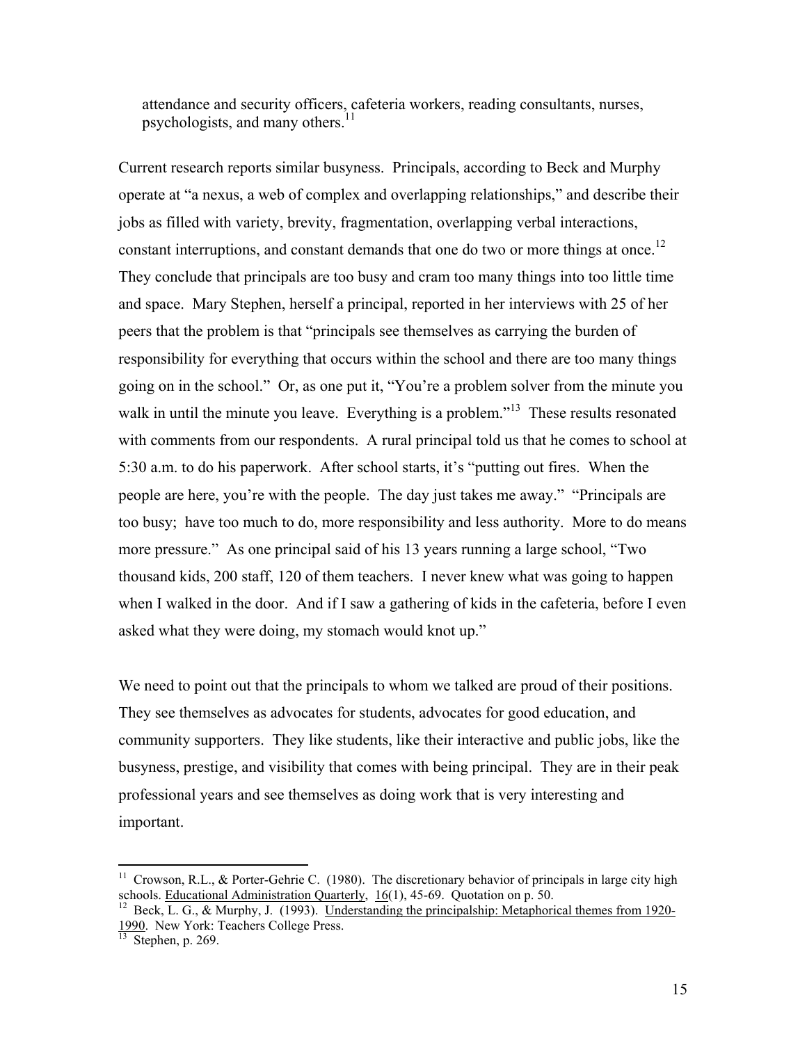> attendance and security officers, cafeteria workers, reading consultants, nurses, psychologists, and many others.[11]

Current research reports similar busyness. Principals, according to Beck and Murphy operate at "a nexus, a web of complex and overlapping relationships," and describe their jobs as filled with variety, brevity, fragmentation, overlapping verbal interactions, constant interruptions, and constant demands that one do two or more things at once.[12] They conclude that principals are too busy and cram too many things into too little time and space. Mary Stephen, herself a principal, reported in her interviews with 25 of her peers that the problem is that "principals see themselves as carrying the burden of responsibility for everything that occurs within the school and there are too many things going on in the school." Or, as one put it, "You're a problem solver from the minute you walk in until the minute you leave. Everything is a problem."[13] These results resonated with comments from our respondents. A rural principal told us that he comes to school at 5:30 a.m. to do his paperwork. After school starts, it's "putting out fires. When the people are here, you're with the people. The day just takes me away." "Principals are too busy; have too much to do, more responsibility and less authority. More to do means more pressure." As one principal said of his 13 years running a large school, "Two thousand kids, 200 staff, 120 of them teachers. I never knew what was going to happen when I walked in the door. And if I saw a gathering of kids in the cafeteria, before I even asked what they were doing, my stomach would knot up."

We need to point out that the principals to whom we talked are proud of their positions. They see themselves as advocates for students, advocates for good education, and community supporters. They like students, like their interactive and public jobs, like the busyness, prestige, and visibility that comes with being principal. They are in their peak professional years and see themselves as doing work that is very interesting and important.

---

[11] Crowson, R.L., & Porter-Gehrie C. (1980). The discretionary behavior of principals in large city high schools. Educational Administration Quarterly, 16(1), 45-69. Quotation on p. 50.

[12] Beck, L. G., & Murphy, J. (1993). Understanding the principalship: Metaphorical themes from 1920-1990. New York: Teachers College Press.

[13] Stephen, p. 269.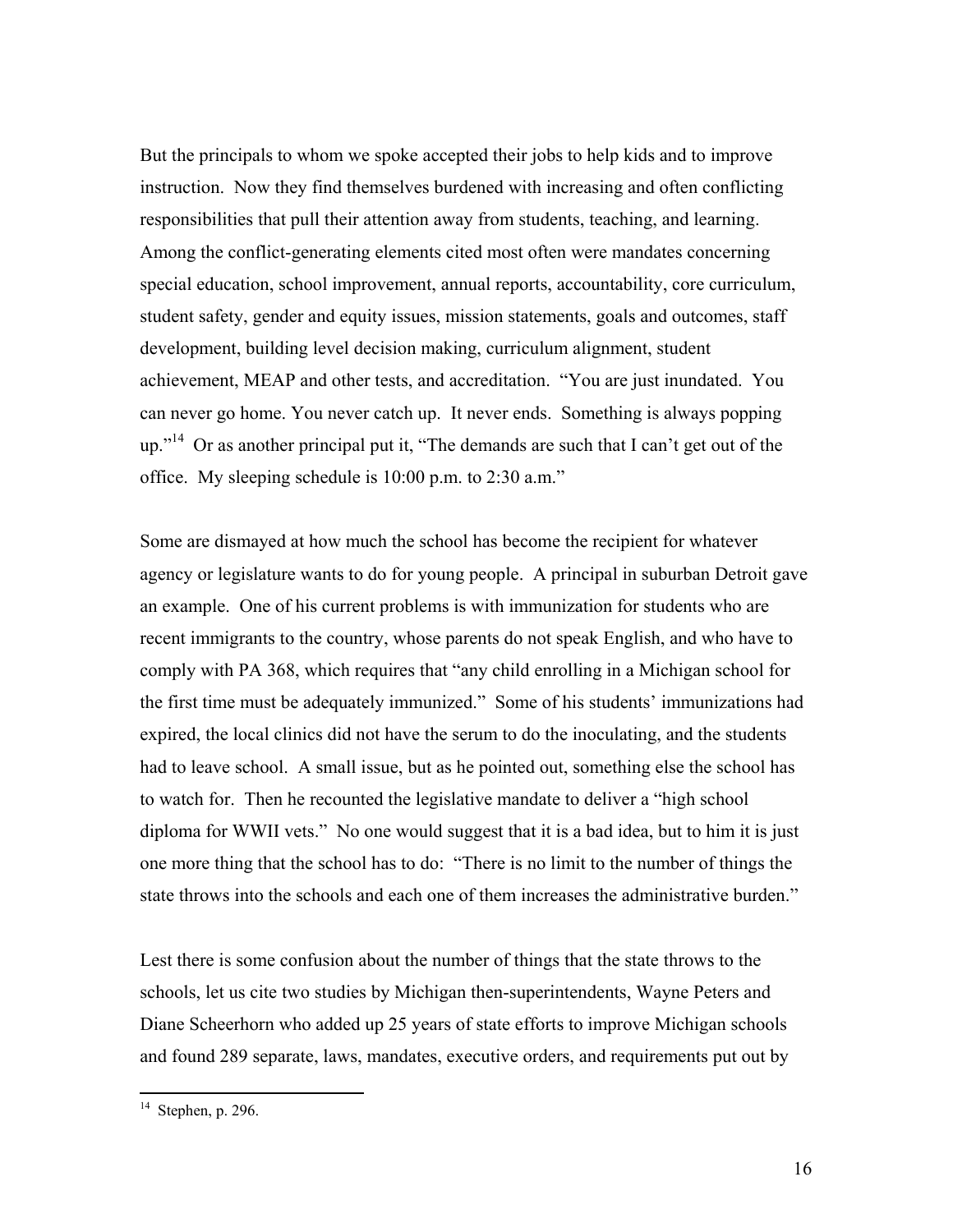But the principals to whom we spoke accepted their jobs to help kids and to improve instruction. Now they find themselves burdened with increasing and often conflicting responsibilities that pull their attention away from students, teaching, and learning. Among the conflict-generating elements cited most often were mandates concerning special education, school improvement, annual reports, accountability, core curriculum, student safety, gender and equity issues, mission statements, goals and outcomes, staff development, building level decision making, curriculum alignment, student achievement, MEAP and other tests, and accreditation. "You are just inundated. You can never go home. You never catch up. It never ends. Something is always popping up."[14] Or as another principal put it, "The demands are such that I can't get out of the office. My sleeping schedule is 10:00 p.m. to 2:30 a.m."

Some are dismayed at how much the school has become the recipient for whatever agency or legislature wants to do for young people. A principal in suburban Detroit gave an example. One of his current problems is with immunization for students who are recent immigrants to the country, whose parents do not speak English, and who have to comply with PA 368, which requires that "any child enrolling in a Michigan school for the first time must be adequately immunized." Some of his students' immunizations had expired, the local clinics did not have the serum to do the inoculating, and the students had to leave school. A small issue, but as he pointed out, something else the school has to watch for. Then he recounted the legislative mandate to deliver a "high school diploma for WWII vets." No one would suggest that it is a bad idea, but to him it is just one more thing that the school has to do: "There is no limit to the number of things the state throws into the schools and each one of them increases the administrative burden."

Lest there is some confusion about the number of things that the state throws to the schools, let us cite two studies by Michigan then-superintendents, Wayne Peters and Diane Scheerhorn who added up 25 years of state efforts to improve Michigan schools and found 289 separate, laws, mandates, executive orders, and requirements put out by

---

[14] Stephen, p. 296.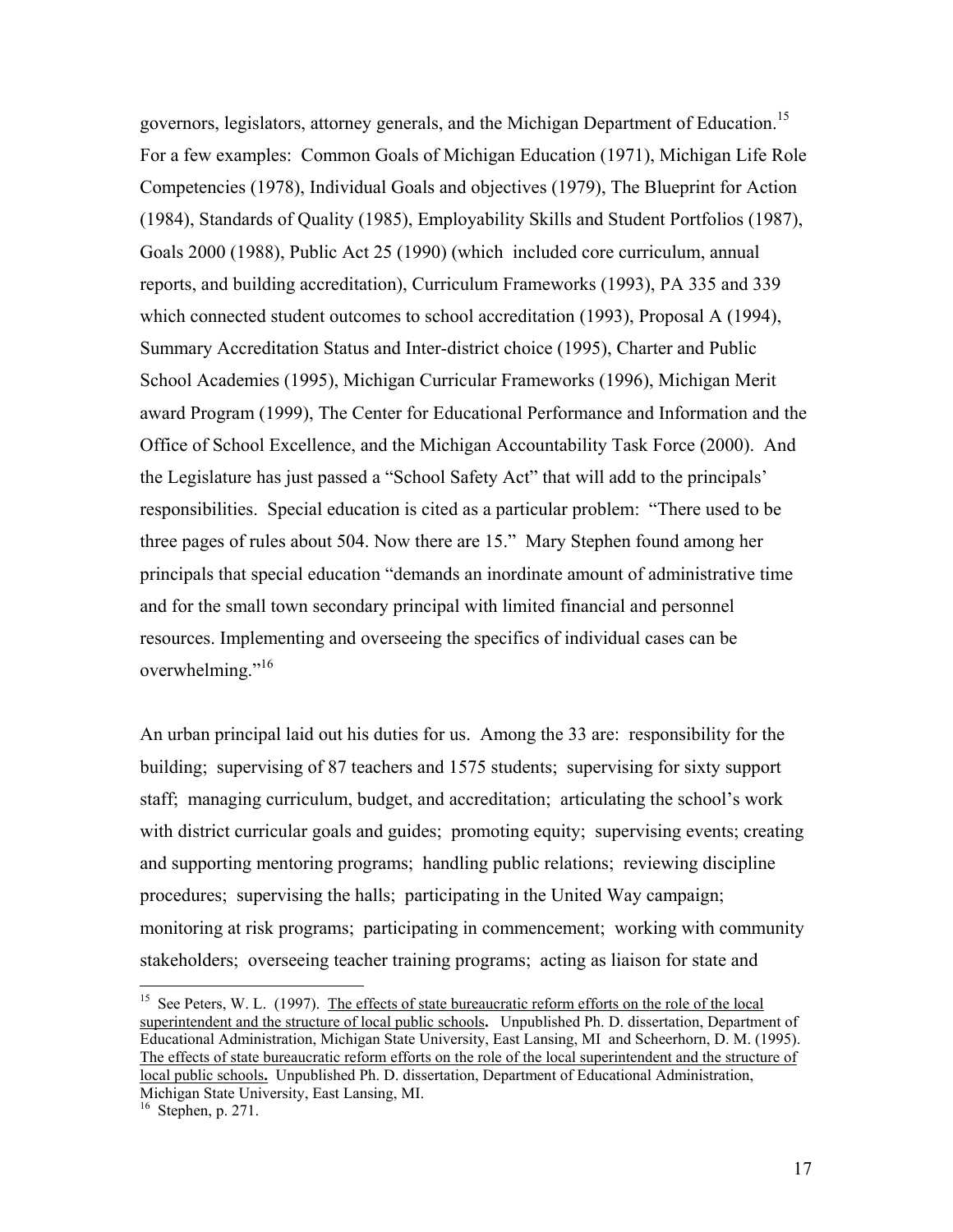governors, legislators, attorney generals, and the Michigan Department of Education.[15] For a few examples: Common Goals of Michigan Education (1971), Michigan Life Role Competencies (1978), Individual Goals and objectives (1979), The Blueprint for Action (1984), Standards of Quality (1985), Employability Skills and Student Portfolios (1987), Goals 2000 (1988), Public Act 25 (1990) (which included core curriculum, annual reports, and building accreditation), Curriculum Frameworks (1993), PA 335 and 339 which connected student outcomes to school accreditation (1993), Proposal A (1994), Summary Accreditation Status and Inter-district choice (1995), Charter and Public School Academies (1995), Michigan Curricular Frameworks (1996), Michigan Merit award Program (1999), The Center for Educational Performance and Information and the Office of School Excellence, and the Michigan Accountability Task Force (2000). And the Legislature has just passed a "School Safety Act" that will add to the principals' responsibilities. Special education is cited as a particular problem: "There used to be three pages of rules about 504. Now there are 15." Mary Stephen found among her principals that special education "demands an inordinate amount of administrative time and for the small town secondary principal with limited financial and personnel resources. Implementing and overseeing the specifics of individual cases can be overwhelming."[16]

An urban principal laid out his duties for us. Among the 33 are: responsibility for the building; supervising of 87 teachers and 1575 students; supervising for sixty support staff; managing curriculum, budget, and accreditation; articulating the school's work with district curricular goals and guides; promoting equity; supervising events; creating and supporting mentoring programs; handling public relations; reviewing discipline procedures; supervising the halls; participating in the United Way campaign; monitoring at risk programs; participating in commencement; working with community stakeholders; overseeing teacher training programs; acting as liaison for state and

---

[15] See Peters, W. L. (1997). The effects of state bureaucratic reform efforts on the role of the local superintendent and the structure of local public schools**.** Unpublished Ph. D. dissertation, Department of Educational Administration, Michigan State University, East Lansing, MI and Scheerhorn, D. M. (1995). The effects of state bureaucratic reform efforts on the role of the local superintendent and the structure of local public schools**.** Unpublished Ph. D. dissertation, Department of Educational Administration, Michigan State University, East Lansing, MI.

[16] Stephen, p. 271.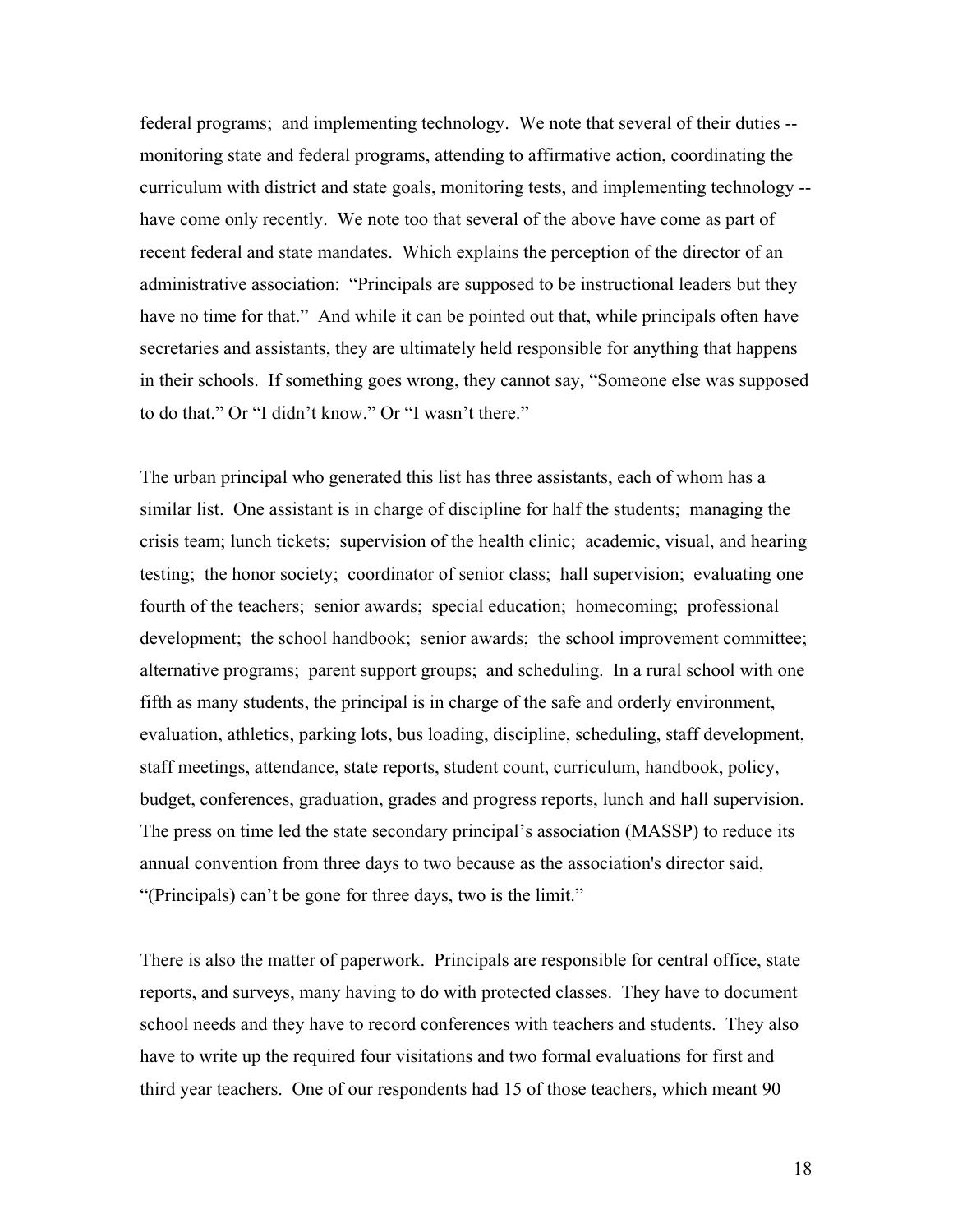federal programs;  and implementing technology.  We note that several of their duties -- monitoring state and federal programs, attending to affirmative action, coordinating the curriculum with district and state goals, monitoring tests, and implementing technology -- have come only recently.  We note too that several of the above have come as part of recent federal and state mandates.  Which explains the perception of the director of an administrative association:  "Principals are supposed to be instructional leaders but they have no time for that."  And while it can be pointed out that, while principals often have secretaries and assistants, they are ultimately held responsible for anything that happens in their schools.  If something goes wrong, they cannot say, "Someone else was supposed to do that." Or "I didn't know." Or "I wasn't there."

The urban principal who generated this list has three assistants, each of whom has a similar list.  One assistant is in charge of discipline for half the students;  managing the crisis team; lunch tickets;  supervision of the health clinic;  academic, visual, and hearing testing;  the honor society;  coordinator of senior class;  hall supervision;  evaluating one fourth of the teachers;  senior awards;  special education;  homecoming;  professional development;  the school handbook;  senior awards;  the school improvement committee;  alternative programs;  parent support groups;  and scheduling.  In a rural school with one fifth as many students, the principal is in charge of the safe and orderly environment, evaluation, athletics, parking lots, bus loading, discipline, scheduling, staff development, staff meetings, attendance, state reports, student count, curriculum, handbook, policy, budget, conferences, graduation, grades and progress reports, lunch and hall supervision. The press on time led the state secondary principal's association (MASSP) to reduce its annual convention from three days to two because as the association's director said, "(Principals) can't be gone for three days, two is the limit."

There is also the matter of paperwork.  Principals are responsible for central office, state reports, and surveys, many having to do with protected classes.  They have to document school needs and they have to record conferences with teachers and students.  They also have to write up the required four visitations and two formal evaluations for first and third year teachers.  One of our respondents had 15 of those teachers, which meant 90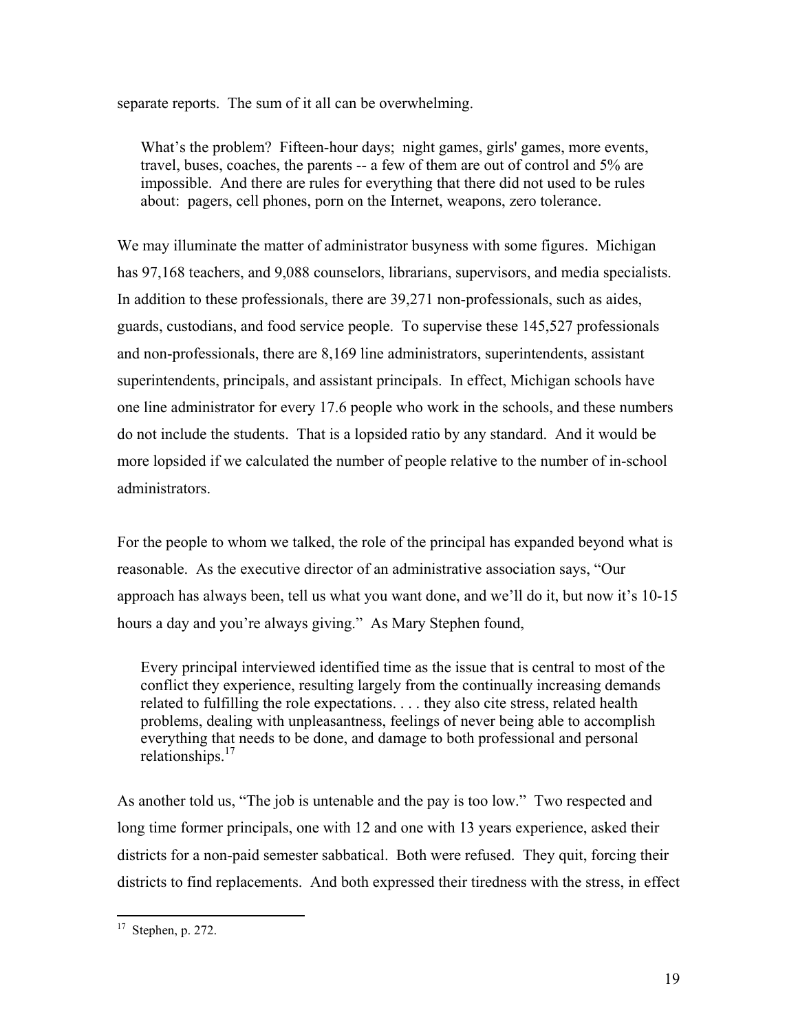separate reports. The sum of it all can be overwhelming.

> What's the problem? Fifteen-hour days; night games, girls' games, more events, travel, buses, coaches, the parents -- a few of them are out of control and 5% are impossible. And there are rules for everything that there did not used to be rules about: pagers, cell phones, porn on the Internet, weapons, zero tolerance.

We may illuminate the matter of administrator busyness with some figures. Michigan has 97,168 teachers, and 9,088 counselors, librarians, supervisors, and media specialists. In addition to these professionals, there are 39,271 non-professionals, such as aides, guards, custodians, and food service people. To supervise these 145,527 professionals and non-professionals, there are 8,169 line administrators, superintendents, assistant superintendents, principals, and assistant principals. In effect, Michigan schools have one line administrator for every 17.6 people who work in the schools, and these numbers do not include the students. That is a lopsided ratio by any standard. And it would be more lopsided if we calculated the number of people relative to the number of in-school administrators.

For the people to whom we talked, the role of the principal has expanded beyond what is reasonable. As the executive director of an administrative association says, "Our approach has always been, tell us what you want done, and we'll do it, but now it's 10-15 hours a day and you're always giving." As Mary Stephen found,

> Every principal interviewed identified time as the issue that is central to most of the conflict they experience, resulting largely from the continually increasing demands related to fulfilling the role expectations. . . . they also cite stress, related health problems, dealing with unpleasantness, feelings of never being able to accomplish everything that needs to be done, and damage to both professional and personal relationships.[17]

As another told us, "The job is untenable and the pay is too low." Two respected and long time former principals, one with 12 and one with 13 years experience, asked their districts for a non-paid semester sabbatical. Both were refused. They quit, forcing their districts to find replacements. And both expressed their tiredness with the stress, in effect

[17] Stephen, p. 272.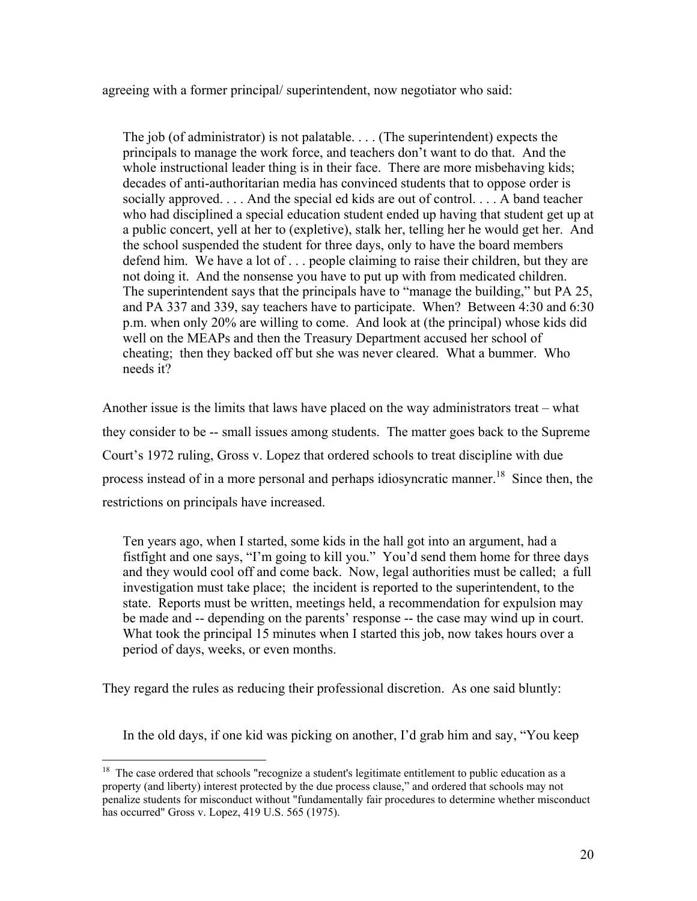agreeing with a former principal/ superintendent, now negotiator who said:

> The job (of administrator) is not palatable. . . . (The superintendent) expects the principals to manage the work force, and teachers don't want to do that. And the whole instructional leader thing is in their face. There are more misbehaving kids; decades of anti-authoritarian media has convinced students that to oppose order is socially approved. . . . And the special ed kids are out of control. . . . A band teacher who had disciplined a special education student ended up having that student get up at a public concert, yell at her to (expletive), stalk her, telling her he would get her. And the school suspended the student for three days, only to have the board members defend him. We have a lot of . . . people claiming to raise their children, but they are not doing it. And the nonsense you have to put up with from medicated children. The superintendent says that the principals have to "manage the building," but PA 25, and PA 337 and 339, say teachers have to participate. When? Between 4:30 and 6:30 p.m. when only 20% are willing to come. And look at (the principal) whose kids did well on the MEAPs and then the Treasury Department accused her school of cheating; then they backed off but she was never cleared. What a bummer. Who needs it?

Another issue is the limits that laws have placed on the way administrators treat – what they consider to be -- small issues among students. The matter goes back to the Supreme Court's 1972 ruling, Gross v. Lopez that ordered schools to treat discipline with due process instead of in a more personal and perhaps idiosyncratic manner.[18] Since then, the restrictions on principals have increased.

> Ten years ago, when I started, some kids in the hall got into an argument, had a fistfight and one says, "I'm going to kill you." You'd send them home for three days and they would cool off and come back. Now, legal authorities must be called; a full investigation must take place; the incident is reported to the superintendent, to the state. Reports must be written, meetings held, a recommendation for expulsion may be made and -- depending on the parents' response -- the case may wind up in court. What took the principal 15 minutes when I started this job, now takes hours over a period of days, weeks, or even months.

They regard the rules as reducing their professional discretion. As one said bluntly:

> In the old days, if one kid was picking on another, I'd grab him and say, "You keep

[18] The case ordered that schools "recognize a student's legitimate entitlement to public education as a property (and liberty) interest protected by the due process clause," and ordered that schools may not penalize students for misconduct without "fundamentally fair procedures to determine whether misconduct has occurred" Gross v. Lopez, 419 U.S. 565 (1975).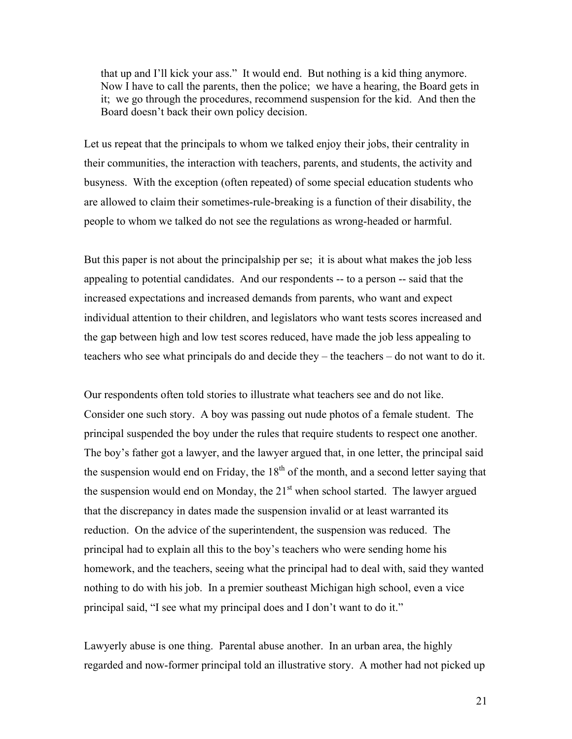> that up and I'll kick your ass." It would end. But nothing is a kid thing anymore. Now I have to call the parents, then the police; we have a hearing, the Board gets in it; we go through the procedures, recommend suspension for the kid. And then the Board doesn't back their own policy decision.

Let us repeat that the principals to whom we talked enjoy their jobs, their centrality in their communities, the interaction with teachers, parents, and students, the activity and busyness. With the exception (often repeated) of some special education students who are allowed to claim their sometimes-rule-breaking is a function of their disability, the people to whom we talked do not see the regulations as wrong-headed or harmful.

But this paper is not about the principalship per se; it is about what makes the job less appealing to potential candidates. And our respondents -- to a person -- said that the increased expectations and increased demands from parents, who want and expect individual attention to their children, and legislators who want tests scores increased and the gap between high and low test scores reduced, have made the job less appealing to teachers who see what principals do and decide they – the teachers – do not want to do it.

Our respondents often told stories to illustrate what teachers see and do not like. Consider one such story. A boy was passing out nude photos of a female student. The principal suspended the boy under the rules that require students to respect one another. The boy's father got a lawyer, and the lawyer argued that, in one letter, the principal said the suspension would end on Friday, the 18th of the month, and a second letter saying that the suspension would end on Monday, the 21st when school started. The lawyer argued that the discrepancy in dates made the suspension invalid or at least warranted its reduction. On the advice of the superintendent, the suspension was reduced. The principal had to explain all this to the boy's teachers who were sending home his homework, and the teachers, seeing what the principal had to deal with, said they wanted nothing to do with his job. In a premier southeast Michigan high school, even a vice principal said, "I see what my principal does and I don't want to do it."

Lawyerly abuse is one thing. Parental abuse another. In an urban area, the highly regarded and now-former principal told an illustrative story. A mother had not picked up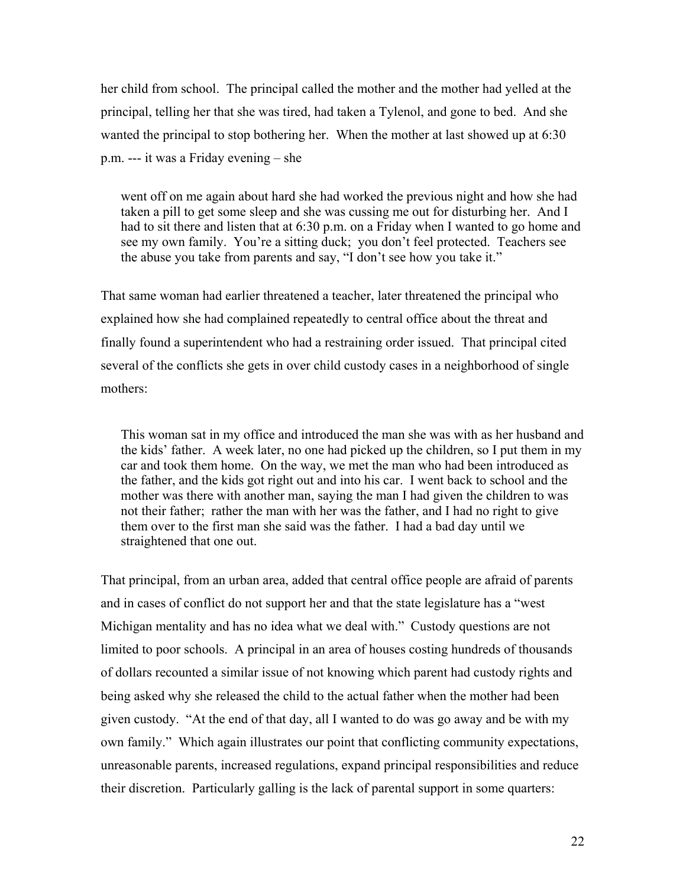her child from school. The principal called the mother and the mother had yelled at the principal, telling her that she was tired, had taken a Tylenol, and gone to bed. And she wanted the principal to stop bothering her. When the mother at last showed up at 6:30 p.m. --- it was a Friday evening – she

> went off on me again about hard she had worked the previous night and how she had taken a pill to get some sleep and she was cussing me out for disturbing her. And I had to sit there and listen that at 6:30 p.m. on a Friday when I wanted to go home and see my own family. You're a sitting duck; you don't feel protected. Teachers see the abuse you take from parents and say, "I don't see how you take it."

That same woman had earlier threatened a teacher, later threatened the principal who explained how she had complained repeatedly to central office about the threat and finally found a superintendent who had a restraining order issued. That principal cited several of the conflicts she gets in over child custody cases in a neighborhood of single mothers:

> This woman sat in my office and introduced the man she was with as her husband and the kids' father. A week later, no one had picked up the children, so I put them in my car and took them home. On the way, we met the man who had been introduced as the father, and the kids got right out and into his car. I went back to school and the mother was there with another man, saying the man I had given the children to was not their father; rather the man with her was the father, and I had no right to give them over to the first man she said was the father. I had a bad day until we straightened that one out.

That principal, from an urban area, added that central office people are afraid of parents and in cases of conflict do not support her and that the state legislature has a "west Michigan mentality and has no idea what we deal with." Custody questions are not limited to poor schools. A principal in an area of houses costing hundreds of thousands of dollars recounted a similar issue of not knowing which parent had custody rights and being asked why she released the child to the actual father when the mother had been given custody. "At the end of that day, all I wanted to do was go away and be with my own family." Which again illustrates our point that conflicting community expectations, unreasonable parents, increased regulations, expand principal responsibilities and reduce their discretion. Particularly galling is the lack of parental support in some quarters: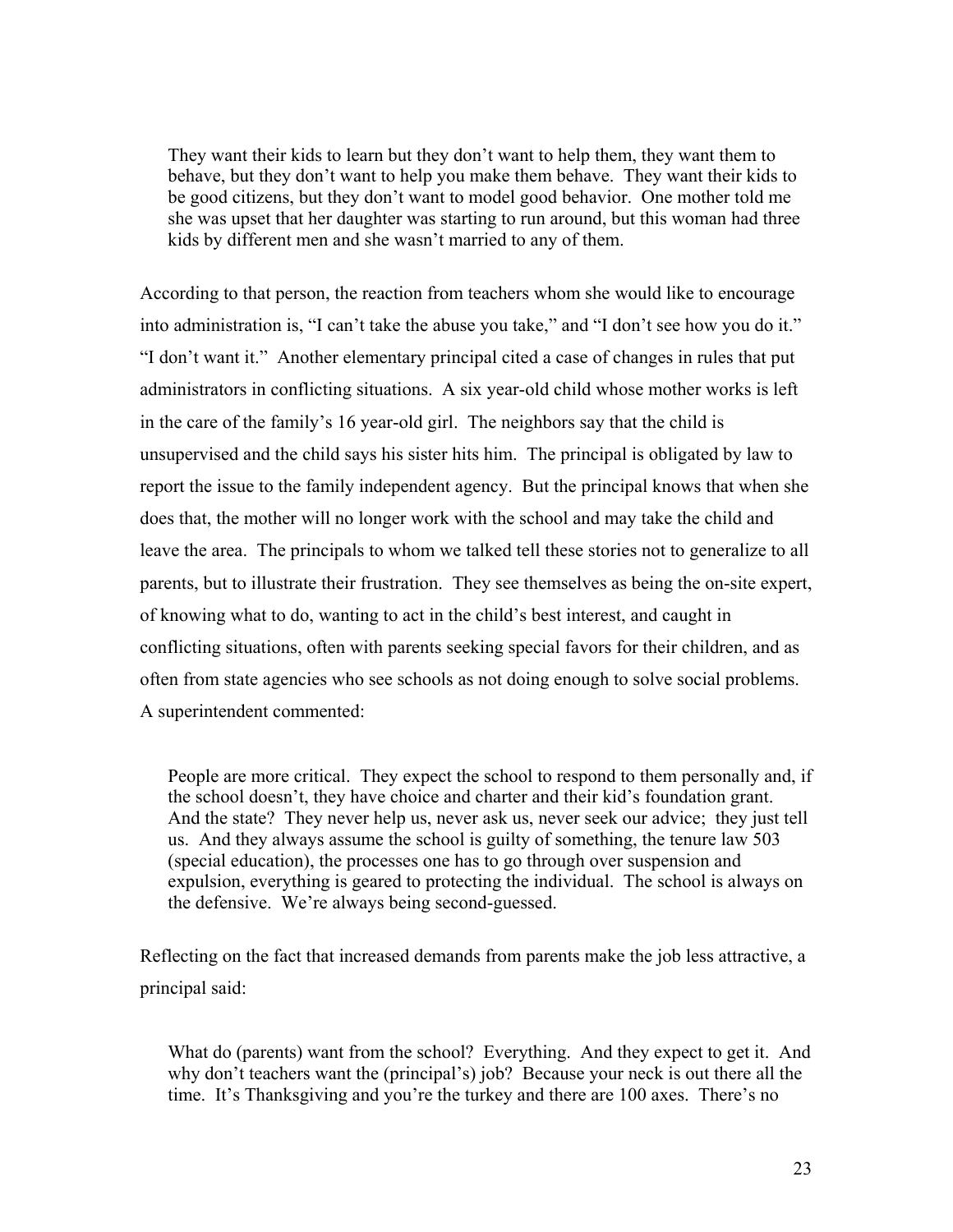> They want their kids to learn but they don't want to help them, they want them to behave, but they don't want to help you make them behave. They want their kids to be good citizens, but they don't want to model good behavior. One mother told me she was upset that her daughter was starting to run around, but this woman had three kids by different men and she wasn't married to any of them.

According to that person, the reaction from teachers whom she would like to encourage into administration is, "I can't take the abuse you take," and "I don't see how you do it." "I don't want it." Another elementary principal cited a case of changes in rules that put administrators in conflicting situations. A six year-old child whose mother works is left in the care of the family's 16 year-old girl. The neighbors say that the child is unsupervised and the child says his sister hits him. The principal is obligated by law to report the issue to the family independent agency. But the principal knows that when she does that, the mother will no longer work with the school and may take the child and leave the area. The principals to whom we talked tell these stories not to generalize to all parents, but to illustrate their frustration. They see themselves as being the on-site expert, of knowing what to do, wanting to act in the child's best interest, and caught in conflicting situations, often with parents seeking special favors for their children, and as often from state agencies who see schools as not doing enough to solve social problems. A superintendent commented:

> People are more critical. They expect the school to respond to them personally and, if the school doesn't, they have choice and charter and their kid's foundation grant. And the state? They never help us, never ask us, never seek our advice; they just tell us. And they always assume the school is guilty of something, the tenure law 503 (special education), the processes one has to go through over suspension and expulsion, everything is geared to protecting the individual. The school is always on the defensive. We're always being second-guessed.

Reflecting on the fact that increased demands from parents make the job less attractive, a principal said:

> What do (parents) want from the school? Everything. And they expect to get it. And why don't teachers want the (principal's) job? Because your neck is out there all the time. It's Thanksgiving and you're the turkey and there are 100 axes. There's no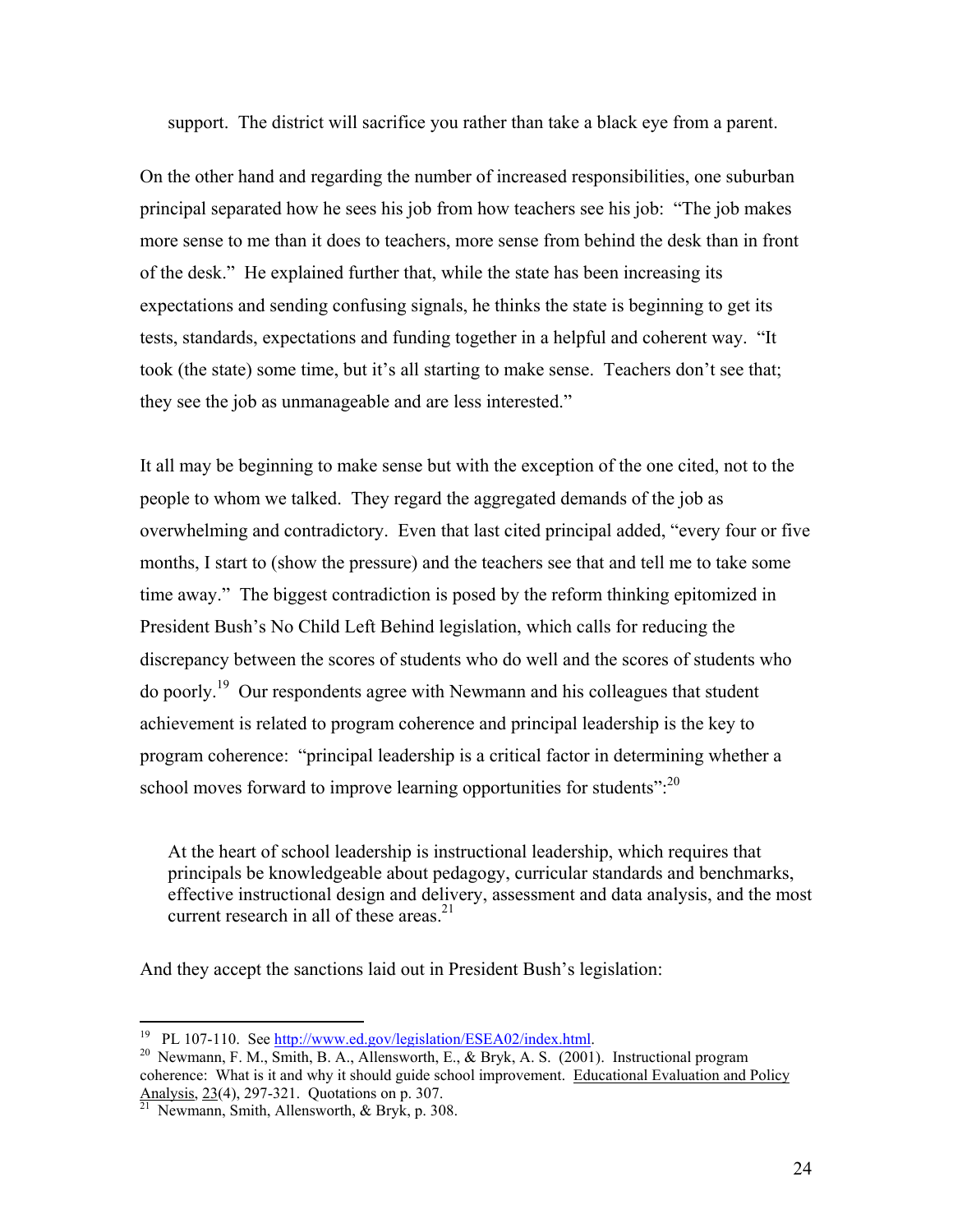> support. The district will sacrifice you rather than take a black eye from a parent.

On the other hand and regarding the number of increased responsibilities, one suburban principal separated how he sees his job from how teachers see his job: "The job makes more sense to me than it does to teachers, more sense from behind the desk than in front of the desk." He explained further that, while the state has been increasing its expectations and sending confusing signals, he thinks the state is beginning to get its tests, standards, expectations and funding together in a helpful and coherent way. "It took (the state) some time, but it's all starting to make sense. Teachers don't see that; they see the job as unmanageable and are less interested."

It all may be beginning to make sense but with the exception of the one cited, not to the people to whom we talked. They regard the aggregated demands of the job as overwhelming and contradictory. Even that last cited principal added, "every four or five months, I start to (show the pressure) and the teachers see that and tell me to take some time away." The biggest contradiction is posed by the reform thinking epitomized in President Bush's No Child Left Behind legislation, which calls for reducing the discrepancy between the scores of students who do well and the scores of students who do poorly.[19] Our respondents agree with Newmann and his colleagues that student achievement is related to program coherence and principal leadership is the key to program coherence: "principal leadership is a critical factor in determining whether a school moves forward to improve learning opportunities for students":[20]

> At the heart of school leadership is instructional leadership, which requires that principals be knowledgeable about pedagogy, curricular standards and benchmarks, effective instructional design and delivery, assessment and data analysis, and the most current research in all of these areas.[21]

And they accept the sanctions laid out in President Bush's legislation:

---

[19] PL 107-110. See http://www.ed.gov/legislation/ESEA02/index.html.

[20] Newmann, F. M., Smith, B. A., Allensworth, E., & Bryk, A. S. (2001). Instructional program coherence: What is it and why it should guide school improvement. Educational Evaluation and Policy Analysis, 23(4), 297-321. Quotations on p. 307.

[21] Newmann, Smith, Allensworth, & Bryk, p. 308.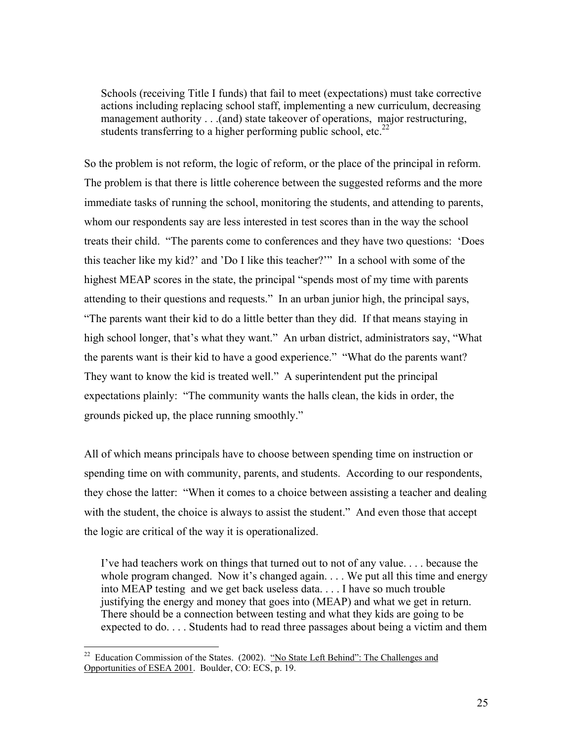> Schools (receiving Title I funds) that fail to meet (expectations) must take corrective actions including replacing school staff, implementing a new curriculum, decreasing management authority . . .(and) state takeover of operations, major restructuring, students transferring to a higher performing public school, etc.[22]

So the problem is not reform, the logic of reform, or the place of the principal in reform. The problem is that there is little coherence between the suggested reforms and the more immediate tasks of running the school, monitoring the students, and attending to parents, whom our respondents say are less interested in test scores than in the way the school treats their child. "The parents come to conferences and they have two questions: 'Does this teacher like my kid?' and 'Do I like this teacher?'" In a school with some of the highest MEAP scores in the state, the principal "spends most of my time with parents attending to their questions and requests." In an urban junior high, the principal says, "The parents want their kid to do a little better than they did. If that means staying in high school longer, that's what they want." An urban district, administrators say, "What the parents want is their kid to have a good experience." "What do the parents want? They want to know the kid is treated well." A superintendent put the principal expectations plainly: "The community wants the halls clean, the kids in order, the grounds picked up, the place running smoothly."

All of which means principals have to choose between spending time on instruction or spending time on with community, parents, and students. According to our respondents, they chose the latter: "When it comes to a choice between assisting a teacher and dealing with the student, the choice is always to assist the student." And even those that accept the logic are critical of the way it is operationalized.

> I've had teachers work on things that turned out to not of any value. . . . because the whole program changed. Now it's changed again. . . . We put all this time and energy into MEAP testing and we get back useless data. . . . I have so much trouble justifying the energy and money that goes into (MEAP) and what we get in return. There should be a connection between testing and what they kids are going to be expected to do. . . . Students had to read three passages about being a victim and them

---

[22] Education Commission of the States. (2002). "No State Left Behind": The Challenges and Opportunities of ESEA 2001. Boulder, CO: ECS, p. 19.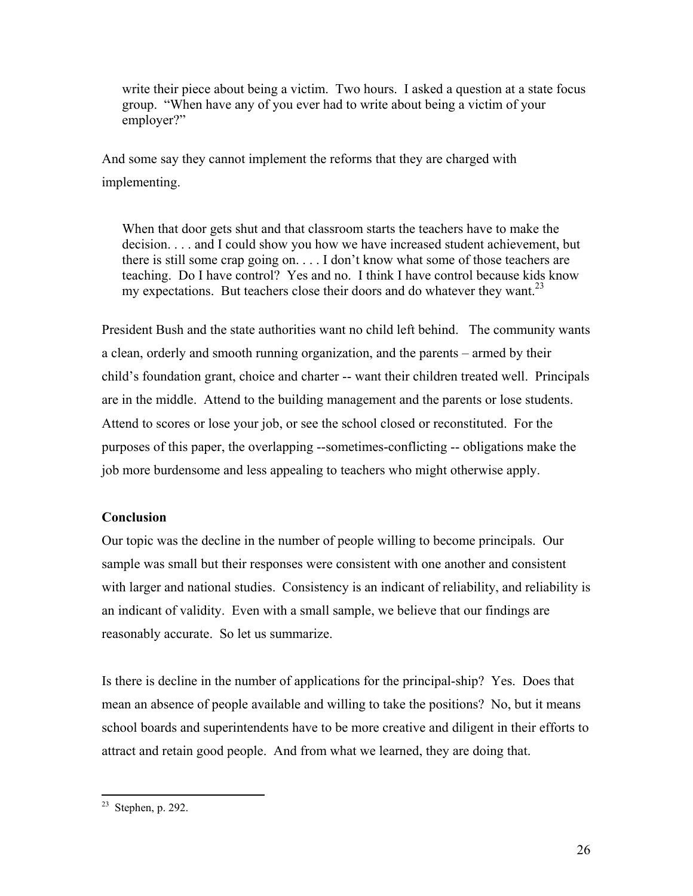> write their piece about being a victim. Two hours. I asked a question at a state focus group. "When have any of you ever had to write about being a victim of your employer?"

And some say they cannot implement the reforms that they are charged with implementing.

> When that door gets shut and that classroom starts the teachers have to make the decision. . . . and I could show you how we have increased student achievement, but there is still some crap going on. . . . I don't know what some of those teachers are teaching. Do I have control? Yes and no. I think I have control because kids know my expectations. But teachers close their doors and do whatever they want.[23]

President Bush and the state authorities want no child left behind. The community wants a clean, orderly and smooth running organization, and the parents – armed by their child's foundation grant, choice and charter -- want their children treated well. Principals are in the middle. Attend to the building management and the parents or lose students. Attend to scores or lose your job, or see the school closed or reconstituted. For the purposes of this paper, the overlapping --sometimes-conflicting -- obligations make the job more burdensome and less appealing to teachers who might otherwise apply.

**Conclusion**

Our topic was the decline in the number of people willing to become principals. Our sample was small but their responses were consistent with one another and consistent with larger and national studies. Consistency is an indicant of reliability, and reliability is an indicant of validity. Even with a small sample, we believe that our findings are reasonably accurate. So let us summarize.

Is there is decline in the number of applications for the principal-ship? Yes. Does that mean an absence of people available and willing to take the positions? No, but it means school boards and superintendents have to be more creative and diligent in their efforts to attract and retain good people. And from what we learned, they are doing that.

---

[23] Stephen, p. 292.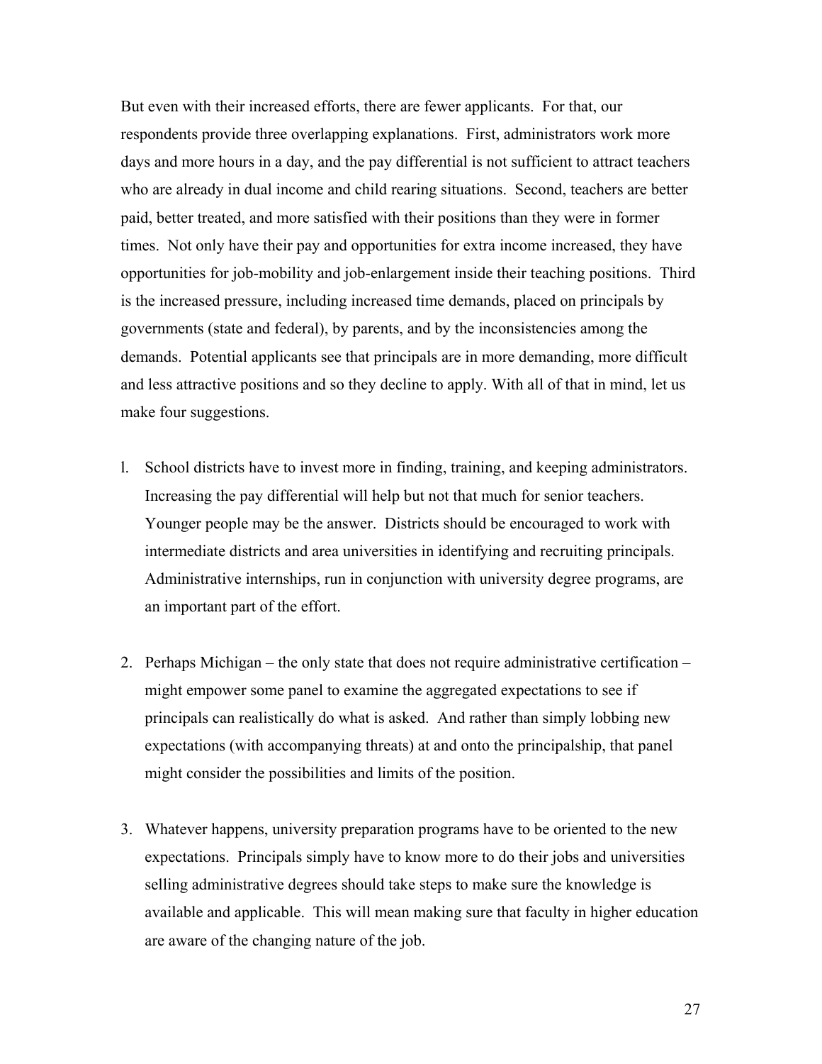But even with their increased efforts, there are fewer applicants. For that, our respondents provide three overlapping explanations. First, administrators work more days and more hours in a day, and the pay differential is not sufficient to attract teachers who are already in dual income and child rearing situations. Second, teachers are better paid, better treated, and more satisfied with their positions than they were in former times. Not only have their pay and opportunities for extra income increased, they have opportunities for job-mobility and job-enlargement inside their teaching positions. Third is the increased pressure, including increased time demands, placed on principals by governments (state and federal), by parents, and by the inconsistencies among the demands. Potential applicants see that principals are in more demanding, more difficult and less attractive positions and so they decline to apply. With all of that in mind, let us make four suggestions.

1. School districts have to invest more in finding, training, and keeping administrators. Increasing the pay differential will help but not that much for senior teachers. Younger people may be the answer. Districts should be encouraged to work with intermediate districts and area universities in identifying and recruiting principals. Administrative internships, run in conjunction with university degree programs, are an important part of the effort.

2. Perhaps Michigan – the only state that does not require administrative certification – might empower some panel to examine the aggregated expectations to see if principals can realistically do what is asked. And rather than simply lobbing new expectations (with accompanying threats) at and onto the principalship, that panel might consider the possibilities and limits of the position.

3. Whatever happens, university preparation programs have to be oriented to the new expectations. Principals simply have to know more to do their jobs and universities selling administrative degrees should take steps to make sure the knowledge is available and applicable. This will mean making sure that faculty in higher education are aware of the changing nature of the job.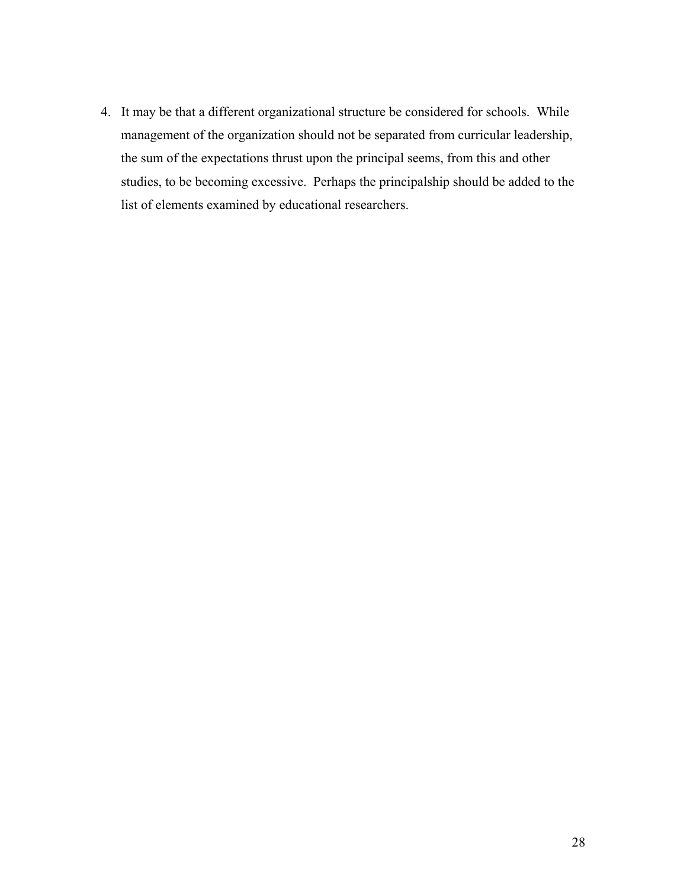4. It may be that a different organizational structure be considered for schools. While management of the organization should not be separated from curricular leadership, the sum of the expectations thrust upon the principal seems, from this and other studies, to be becoming excessive. Perhaps the principalship should be added to the list of elements examined by educational researchers.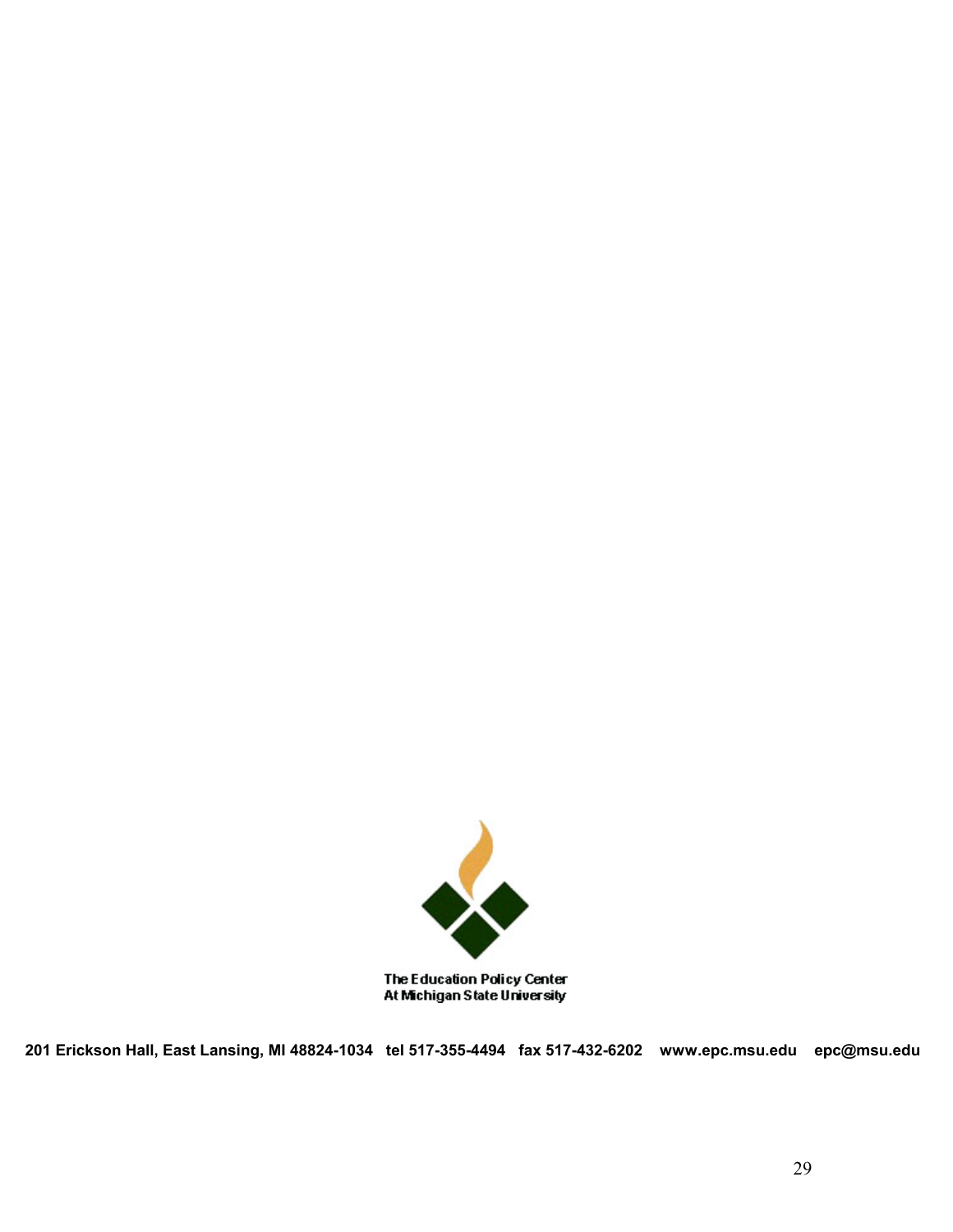The Education Policy Center
At Michigan State University

**201 Erickson Hall, East Lansing, MI 48824-1034   tel 517-355-4494   fax 517-432-6202   www.epc.msu.edu   epc@msu.edu**